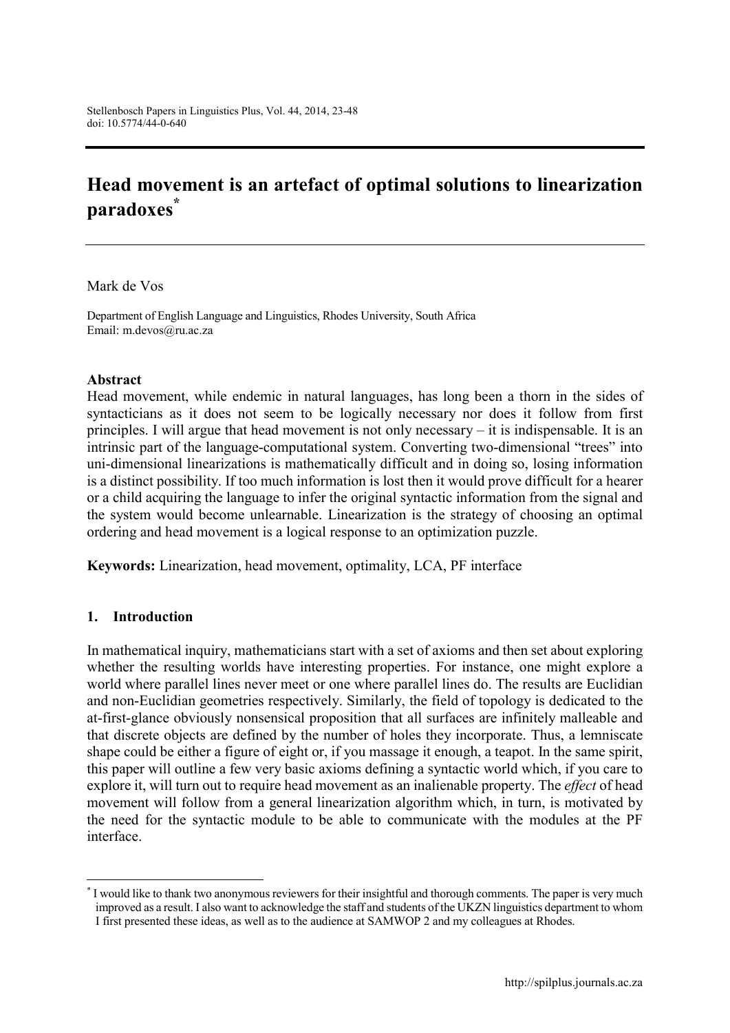# Head movement is an artefact of optimal solutions to linearization paradoxes[*]

Mark de Vos

Department of English Language and Linguistics, Rhodes University, South Africa
Email: m.devos@ru.ac.za

## Abstract

Head movement, while endemic in natural languages, has long been a thorn in the sides of syntacticians as it does not seem to be logically necessary nor does it follow from first principles. I will argue that head movement is not only necessary – it is indispensable. It is an intrinsic part of the language-computational system. Converting two-dimensional "trees" into uni-dimensional linearizations is mathematically difficult and in doing so, losing information is a distinct possibility. If too much information is lost then it would prove difficult for a hearer or a child acquiring the language to infer the original syntactic information from the signal and the system would become unlearnable. Linearization is the strategy of choosing an optimal ordering and head movement is a logical response to an optimization puzzle.

**Keywords:** Linearization, head movement, optimality, LCA, PF interface

## 1. Introduction

In mathematical inquiry, mathematicians start with a set of axioms and then set about exploring whether the resulting worlds have interesting properties. For instance, one might explore a world where parallel lines never meet or one where parallel lines do. The results are Euclidian and non-Euclidian geometries respectively. Similarly, the field of topology is dedicated to the at-first-glance obviously nonsensical proposition that all surfaces are infinitely malleable and that discrete objects are defined by the number of holes they incorporate. Thus, a lemniscate shape could be either a figure of eight or, if you massage it enough, a teapot. In the same spirit, this paper will outline a few very basic axioms defining a syntactic world which, if you care to explore it, will turn out to require head movement as an inalienable property. The *effect* of head movement will follow from a general linearization algorithm which, in turn, is motivated by the need for the syntactic module to be able to communicate with the modules at the PF interface.

[*] I would like to thank two anonymous reviewers for their insightful and thorough comments. The paper is very much improved as a result. I also want to acknowledge the staff and students of the UKZN linguistics department to whom I first presented these ideas, as well as to the audience at SAMWOP 2 and my colleagues at Rhodes.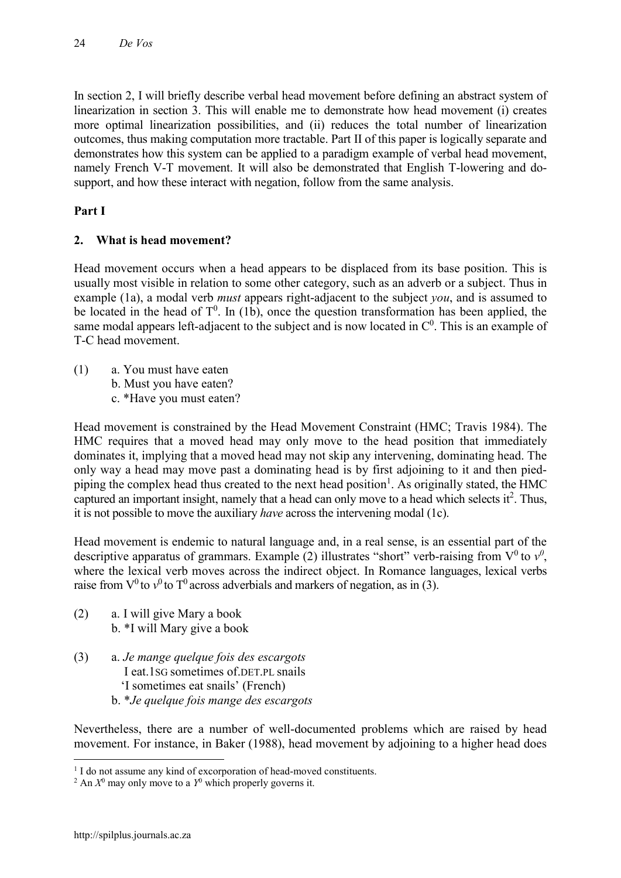In section 2, I will briefly describe verbal head movement before defining an abstract system of linearization in section 3. This will enable me to demonstrate how head movement (i) creates more optimal linearization possibilities, and (ii) reduces the total number of linearization outcomes, thus making computation more tractable. Part II of this paper is logically separate and demonstrates how this system can be applied to a paradigm example of verbal head movement, namely French V-T movement. It will also be demonstrated that English T-lowering and do-support, and how these interact with negation, follow from the same analysis.

**Part I**

## 2. What is head movement?

Head movement occurs when a head appears to be displaced from its base position. This is usually most visible in relation to some other category, such as an adverb or a subject. Thus in example (1a), a modal verb *must* appears right-adjacent to the subject *you*, and is assumed to be located in the head of $T^0$. In (1b), once the question transformation has been applied, the same modal appears left-adjacent to the subject and is now located in $C^0$. This is an example of T-C head movement.

(1) a. You must have eaten
 b. Must you have eaten?
 c. *Have you must eaten?

Head movement is constrained by the Head Movement Constraint (HMC; Travis 1984). The HMC requires that a moved head may only move to the head position that immediately dominates it, implying that a moved head may not skip any intervening, dominating head. The only way a head may move past a dominating head is by first adjoining to it and then pied-piping the complex head thus created to the next head position[1]. As originally stated, the HMC captured an important insight, namely that a head can only move to a head which selects it[2]. Thus, it is not possible to move the auxiliary *have* across the intervening modal (1c).

Head movement is endemic to natural language and, in a real sense, is an essential part of the descriptive apparatus of grammars. Example (2) illustrates "short" verb-raising from $V^0$ to $v^0$, where the lexical verb moves across the indirect object. In Romance languages, lexical verbs raise from $V^0$ to $v^0$ to $T^0$ across adverbials and markers of negation, as in (3).

(2) a. I will give Mary a book
 b. *I will Mary give a book

(3) a. *Je mange quelque fois des escargots*
 I eat.1SG sometimes of.DET.PL snails
 'I sometimes eat snails' (French)
 b. **Je quelque fois mange des escargots*

Nevertheless, there are a number of well-documented problems which are raised by head movement. For instance, in Baker (1988), head movement by adjoining to a higher head does

---

[1] I do not assume any kind of excorporation of head-moved constituents.

[2] An $X^0$ may only move to a $Y^0$ which properly governs it.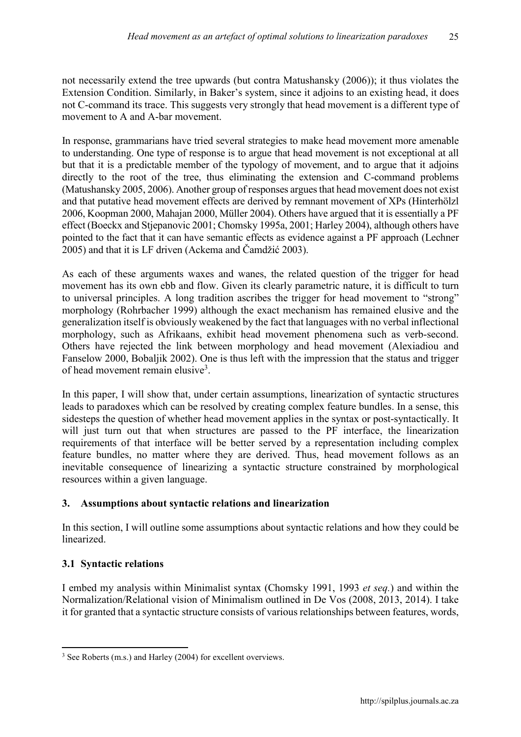not necessarily extend the tree upwards (but contra Matushansky (2006)); it thus violates the Extension Condition. Similarly, in Baker's system, since it adjoins to an existing head, it does not C-command its trace. This suggests very strongly that head movement is a different type of movement to A and A-bar movement.

In response, grammarians have tried several strategies to make head movement more amenable to understanding. One type of response is to argue that head movement is not exceptional at all but that it is a predictable member of the typology of movement, and to argue that it adjoins directly to the root of the tree, thus eliminating the extension and C-command problems (Matushansky 2005, 2006). Another group of responses argues that head movement does not exist and that putative head movement effects are derived by remnant movement of XPs (Hinterhölzl 2006, Koopman 2000, Mahajan 2000, Müller 2004). Others have argued that it is essentially a PF effect (Boeckx and Stjepanovic 2001; Chomsky 1995a, 2001; Harley 2004), although others have pointed to the fact that it can have semantic effects as evidence against a PF approach (Lechner 2005) and that it is LF driven (Ackema and Čamdžić 2003).

As each of these arguments waxes and wanes, the related question of the trigger for head movement has its own ebb and flow. Given its clearly parametric nature, it is difficult to turn to universal principles. A long tradition ascribes the trigger for head movement to "strong" morphology (Rohrbacher 1999) although the exact mechanism has remained elusive and the generalization itself is obviously weakened by the fact that languages with no verbal inflectional morphology, such as Afrikaans, exhibit head movement phenomena such as verb-second. Others have rejected the link between morphology and head movement (Alexiadiou and Fanselow 2000, Bobaljik 2002). One is thus left with the impression that the status and trigger of head movement remain elusive[3].

In this paper, I will show that, under certain assumptions, linearization of syntactic structures leads to paradoxes which can be resolved by creating complex feature bundles. In a sense, this sidesteps the question of whether head movement applies in the syntax or post-syntactically. It will just turn out that when structures are passed to the PF interface, the linearization requirements of that interface will be better served by a representation including complex feature bundles, no matter where they are derived. Thus, head movement follows as an inevitable consequence of linearizing a syntactic structure constrained by morphological resources within a given language.

## 3. Assumptions about syntactic relations and linearization

In this section, I will outline some assumptions about syntactic relations and how they could be linearized.

### 3.1 Syntactic relations

I embed my analysis within Minimalist syntax (Chomsky 1991, 1993 *et seq.*) and within the Normalization/Relational vision of Minimalism outlined in De Vos (2008, 2013, 2014). I take it for granted that a syntactic structure consists of various relationships between features, words,

[3] See Roberts (m.s.) and Harley (2004) for excellent overviews.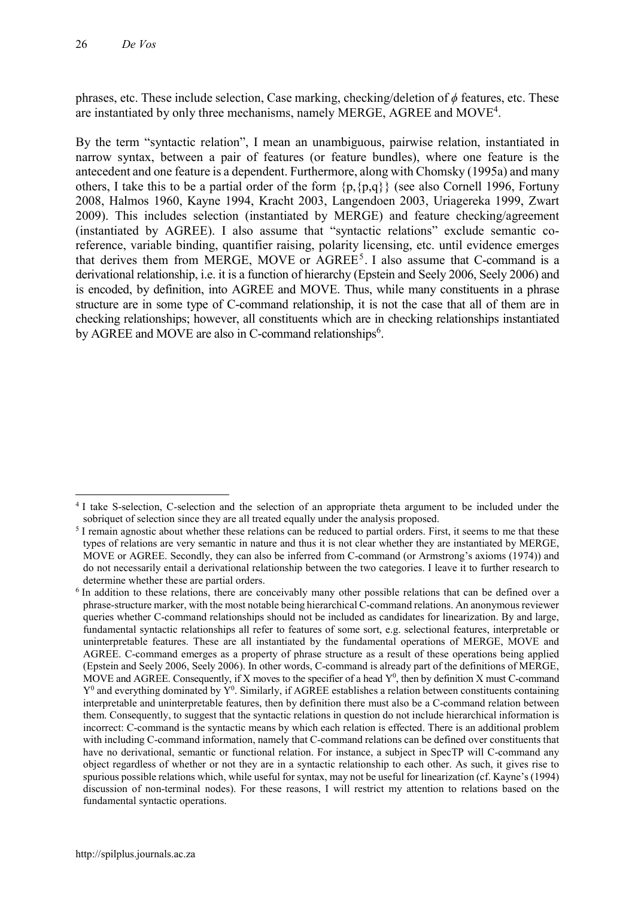phrases, etc. These include selection, Case marking, checking/deletion of $\phi$ features, etc. These are instantiated by only three mechanisms, namely MERGE, AGREE and MOVE[4].

By the term "syntactic relation", I mean an unambiguous, pairwise relation, instantiated in narrow syntax, between a pair of features (or feature bundles), where one feature is the antecedent and one feature is a dependent. Furthermore, along with Chomsky (1995a) and many others, I take this to be a partial order of the form {p,{p,q}} (see also Cornell 1996, Fortuny 2008, Halmos 1960, Kayne 1994, Kracht 2003, Langendoen 2003, Uriagereka 1999, Zwart 2009). This includes selection (instantiated by MERGE) and feature checking/agreement (instantiated by AGREE). I also assume that "syntactic relations" exclude semantic co-reference, variable binding, quantifier raising, polarity licensing, etc. until evidence emerges that derives them from MERGE, MOVE or AGREE[5]. I also assume that C-command is a derivational relationship, i.e. it is a function of hierarchy (Epstein and Seely 2006, Seely 2006) and is encoded, by definition, into AGREE and MOVE. Thus, while many constituents in a phrase structure are in some type of C-command relationship, it is not the case that all of them are in checking relationships; however, all constituents which are in checking relationships instantiated by AGREE and MOVE are also in C-command relationships[6].

---

[4] I take S-selection, C-selection and the selection of an appropriate theta argument to be included under the sobriquet of selection since they are all treated equally under the analysis proposed.

[5] I remain agnostic about whether these relations can be reduced to partial orders. First, it seems to me that these types of relations are very semantic in nature and thus it is not clear whether they are instantiated by MERGE, MOVE or AGREE. Secondly, they can also be inferred from C-command (or Armstrong's axioms (1974)) and do not necessarily entail a derivational relationship between the two categories. I leave it to further research to determine whether these are partial orders.

[6] In addition to these relations, there are conceivably many other possible relations that can be defined over a phrase-structure marker, with the most notable being hierarchical C-command relations. An anonymous reviewer queries whether C-command relationships should not be included as candidates for linearization. By and large, fundamental syntactic relationships all refer to features of some sort, e.g. selectional features, interpretable or uninterpretable features. These are all instantiated by the fundamental operations of MERGE, MOVE and AGREE. C-command emerges as a property of phrase structure as a result of these operations being applied (Epstein and Seely 2006, Seely 2006). In other words, C-command is already part of the definitions of MERGE, MOVE and AGREE. Consequently, if X moves to the specifier of a head $Y^0$, then by definition X must C-command $Y^0$ and everything dominated by $Y^0$. Similarly, if AGREE establishes a relation between constituents containing interpretable and uninterpretable features, then by definition there must also be a C-command relation between them. Consequently, to suggest that the syntactic relations in question do not include hierarchical information is incorrect: C-command is the syntactic means by which each relation is effected. There is an additional problem with including C-command information, namely that C-command relations can be defined over constituents that have no derivational, semantic or functional relation. For instance, a subject in SpecTP will C-command any object regardless of whether or not they are in a syntactic relationship to each other. As such, it gives rise to spurious possible relations which, while useful for syntax, may not be useful for linearization (cf. Kayne's (1994) discussion of non-terminal nodes). For these reasons, I will restrict my attention to relations based on the fundamental syntactic operations.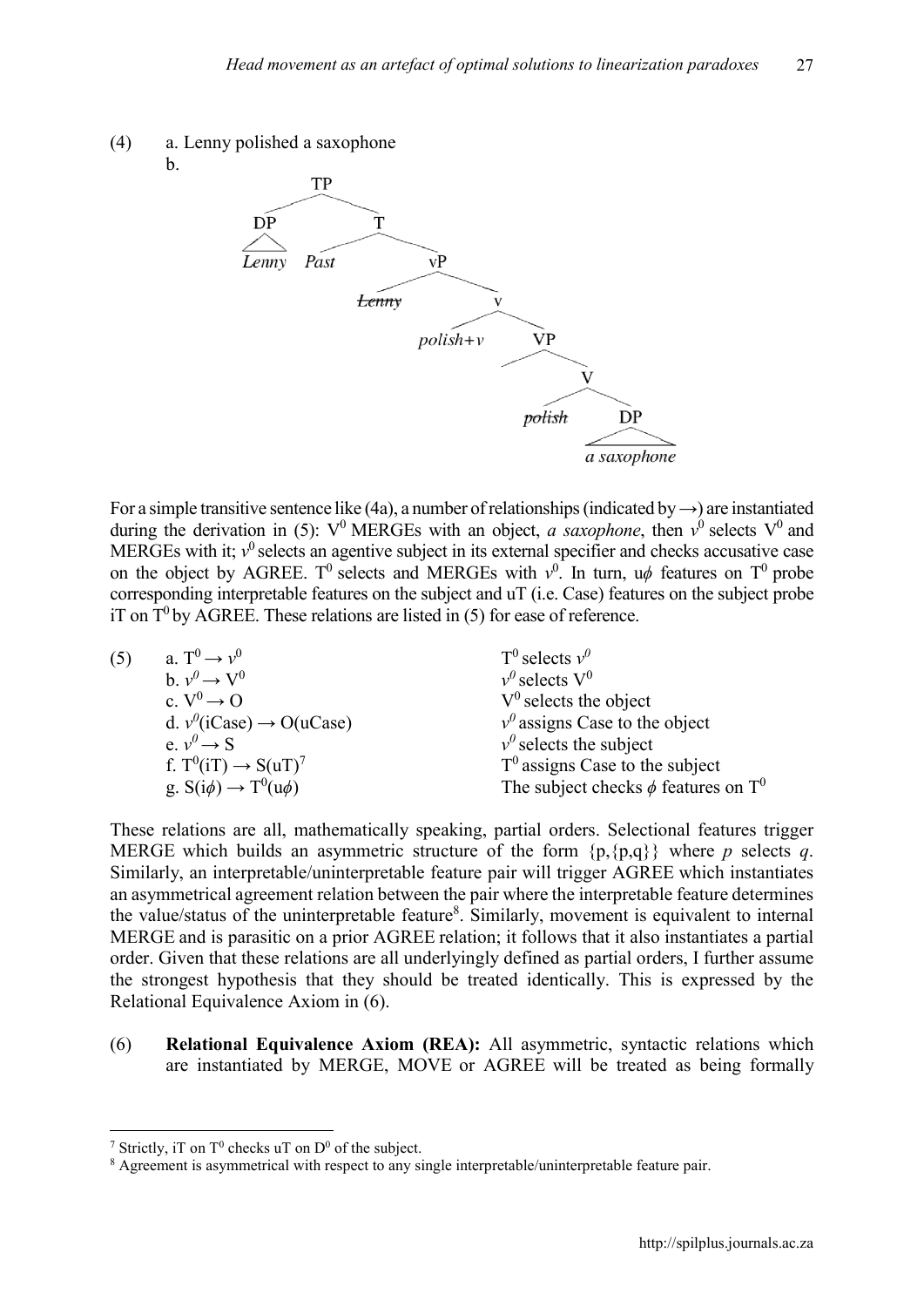(4) a. Lenny polished a saxophone

b.

```
TP
├── DP
│   └── Lenny
└── T
    ├── Past
    └── vP
        ├── Lenny (struck through)
        └── v
            ├── polish+v
            └── VP
                └── V
                    ├── polish (struck through)
                    └── DP
                        └── a saxophone
```

For a simple transitive sentence like (4a), a number of relationships (indicated by →) are instantiated during the derivation in (5): $V^0$ MERGEs with an object, *a saxophone*, then $v^0$ selects $V^0$ and MERGEs with it; $v^0$ selects an agentive subject in its external specifier and checks accusative case on the object by AGREE. $T^0$ selects and MERGEs with $v^0$. In turn, u$\phi$ features on $T^0$ probe corresponding interpretable features on the subject and uT (i.e. Case) features on the subject probe iT on $T^0$ by AGREE. These relations are listed in (5) for ease of reference.

(5)

| | |
|---|---|
| a. $T^0 \rightarrow v^0$ | $T^0$ selects $v^0$ |
| b. $v^0 \rightarrow V^0$ | $v^0$ selects $V^0$ |
| c. $V^0 \rightarrow$ O | $V^0$ selects the object |
| d. $v^0$(iCase) $\rightarrow$ O(uCase) | $v^0$ assigns Case to the object |
| e. $v^0 \rightarrow$ S | $v^0$ selects the subject |
| f. $T^0$(iT) $\rightarrow$ S(uT)[7] | $T^0$ assigns Case to the subject |
| g. S(i$\phi$) $\rightarrow$ $T^0$(u$\phi$) | The subject checks $\phi$ features on $T^0$ |

These relations are all, mathematically speaking, partial orders. Selectional features trigger MERGE which builds an asymmetric structure of the form {p,{p,q}} where *p* selects *q*. Similarly, an interpretable/uninterpretable feature pair will trigger AGREE which instantiates an asymmetrical agreement relation between the pair where the interpretable feature determines the value/status of the uninterpretable feature[8]. Similarly, movement is equivalent to internal MERGE and is parasitic on a prior AGREE relation; it follows that it also instantiates a partial order. Given that these relations are all underlyingly defined as partial orders, I further assume the strongest hypothesis that they should be treated identically. This is expressed by the Relational Equivalence Axiom in (6).

(6) **Relational Equivalence Axiom (REA):** All asymmetric, syntactic relations which are instantiated by MERGE, MOVE or AGREE will be treated as being formally

---

[7] Strictly, iT on $T^0$ checks uT on $D^0$ of the subject.

[8] Agreement is asymmetrical with respect to any single interpretable/uninterpretable feature pair.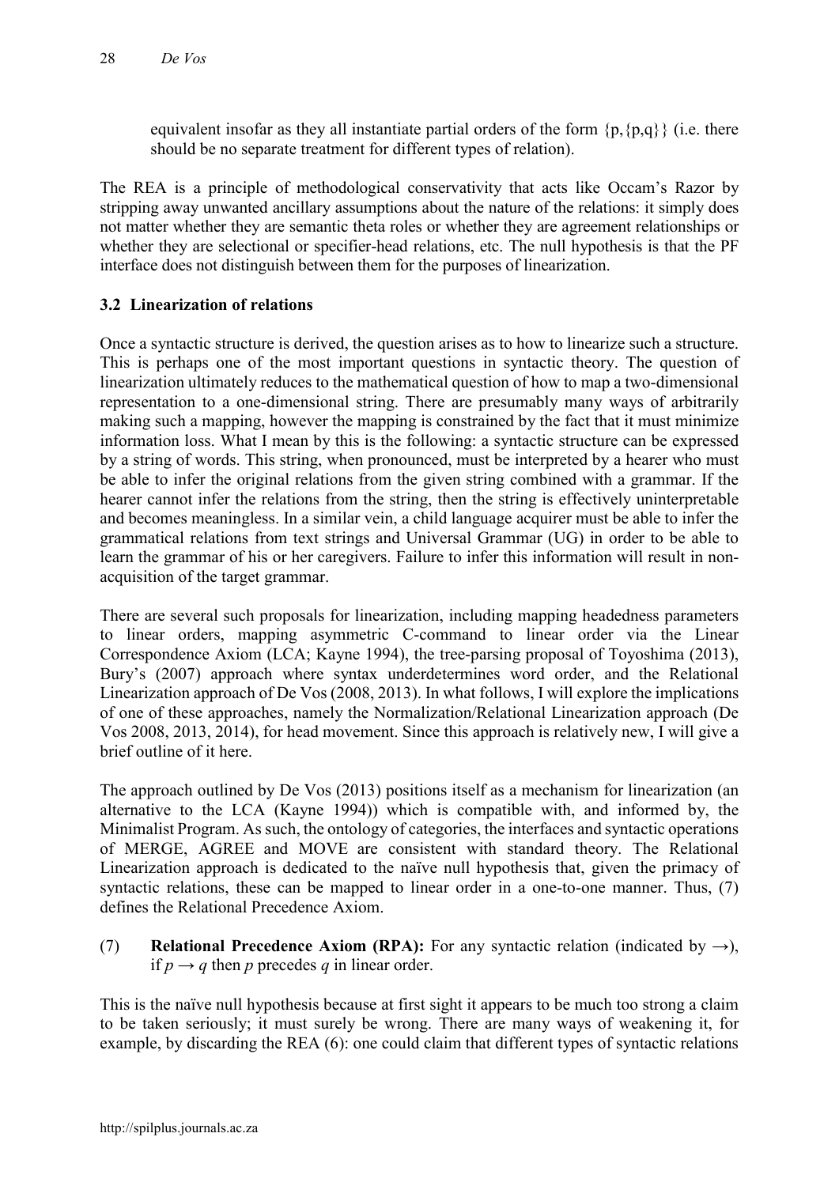equivalent insofar as they all instantiate partial orders of the form {p,{p,q}} (i.e. there should be no separate treatment for different types of relation).

The REA is a principle of methodological conservativity that acts like Occam's Razor by stripping away unwanted ancillary assumptions about the nature of the relations: it simply does not matter whether they are semantic theta roles or whether they are agreement relationships or whether they are selectional or specifier-head relations, etc. The null hypothesis is that the PF interface does not distinguish between them for the purposes of linearization.

### 3.2 Linearization of relations

Once a syntactic structure is derived, the question arises as to how to linearize such a structure. This is perhaps one of the most important questions in syntactic theory. The question of linearization ultimately reduces to the mathematical question of how to map a two-dimensional representation to a one-dimensional string. There are presumably many ways of arbitrarily making such a mapping, however the mapping is constrained by the fact that it must minimize information loss. What I mean by this is the following: a syntactic structure can be expressed by a string of words. This string, when pronounced, must be interpreted by a hearer who must be able to infer the original relations from the given string combined with a grammar. If the hearer cannot infer the relations from the string, then the string is effectively uninterpretable and becomes meaningless. In a similar vein, a child language acquirer must be able to infer the grammatical relations from text strings and Universal Grammar (UG) in order to be able to learn the grammar of his or her caregivers. Failure to infer this information will result in non-acquisition of the target grammar.

There are several such proposals for linearization, including mapping headedness parameters to linear orders, mapping asymmetric C-command to linear order via the Linear Correspondence Axiom (LCA; Kayne 1994), the tree-parsing proposal of Toyoshima (2013), Bury's (2007) approach where syntax underdetermines word order, and the Relational Linearization approach of De Vos (2008, 2013). In what follows, I will explore the implications of one of these approaches, namely the Normalization/Relational Linearization approach (De Vos 2008, 2013, 2014), for head movement. Since this approach is relatively new, I will give a brief outline of it here.

The approach outlined by De Vos (2013) positions itself as a mechanism for linearization (an alternative to the LCA (Kayne 1994)) which is compatible with, and informed by, the Minimalist Program. As such, the ontology of categories, the interfaces and syntactic operations of MERGE, AGREE and MOVE are consistent with standard theory. The Relational Linearization approach is dedicated to the naïve null hypothesis that, given the primacy of syntactic relations, these can be mapped to linear order in a one-to-one manner. Thus, (7) defines the Relational Precedence Axiom.

(7) **Relational Precedence Axiom (RPA):** For any syntactic relation (indicated by $\rightarrow$), if $p \rightarrow q$ then $p$ precedes $q$ in linear order.

This is the naïve null hypothesis because at first sight it appears to be much too strong a claim to be taken seriously; it must surely be wrong. There are many ways of weakening it, for example, by discarding the REA (6): one could claim that different types of syntactic relations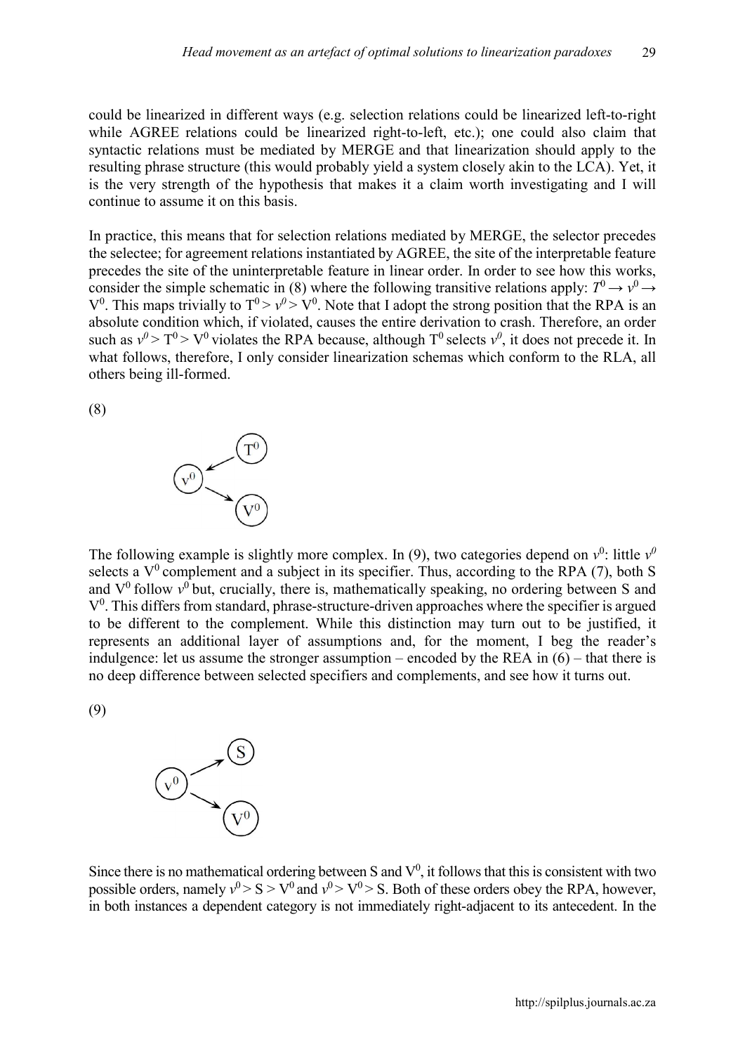could be linearized in different ways (e.g. selection relations could be linearized left-to-right while AGREE relations could be linearized right-to-left, etc.); one could also claim that syntactic relations must be mediated by MERGE and that linearization should apply to the resulting phrase structure (this would probably yield a system closely akin to the LCA). Yet, it is the very strength of the hypothesis that makes it a claim worth investigating and I will continue to assume it on this basis.

In practice, this means that for selection relations mediated by MERGE, the selector precedes the selectee; for agreement relations instantiated by AGREE, the site of the interpretable feature precedes the site of the uninterpretable feature in linear order. In order to see how this works, consider the simple schematic in (8) where the following transitive relations apply: $T^0 \rightarrow v^0 \rightarrow V^0$. This maps trivially to $T^0 > v^0 > V^0$. Note that I adopt the strong position that the RPA is an absolute condition which, if violated, causes the entire derivation to crash. Therefore, an order such as $v^0 > T^0 > V^0$ violates the RPA because, although $T^0$ selects $v^0$, it does not precede it. In what follows, therefore, I only consider linearization schemas which conform to the RLA, all others being ill-formed.

(8)

$$T^0 \rightarrow v^0 \rightarrow V^0$$

The following example is slightly more complex. In (9), two categories depend on $v^0$: little $v^0$ selects a $V^0$ complement and a subject in its specifier. Thus, according to the RPA (7), both S and $V^0$ follow $v^0$ but, crucially, there is, mathematically speaking, no ordering between S and $V^0$. This differs from standard, phrase-structure-driven approaches where the specifier is argued to be different to the complement. While this distinction may turn out to be justified, it represents an additional layer of assumptions and, for the moment, I beg the reader's indulgence: let us assume the stronger assumption – encoded by the REA in (6) – that there is no deep difference between selected specifiers and complements, and see how it turns out.

(9)

$$v^0 \rightarrow S, \quad v^0 \rightarrow V^0$$

Since there is no mathematical ordering between S and $V^0$, it follows that this is consistent with two possible orders, namely $v^0 > S > V^0$ and $v^0 > V^0 > S$. Both of these orders obey the RPA, however, in both instances a dependent category is not immediately right-adjacent to its antecedent. In the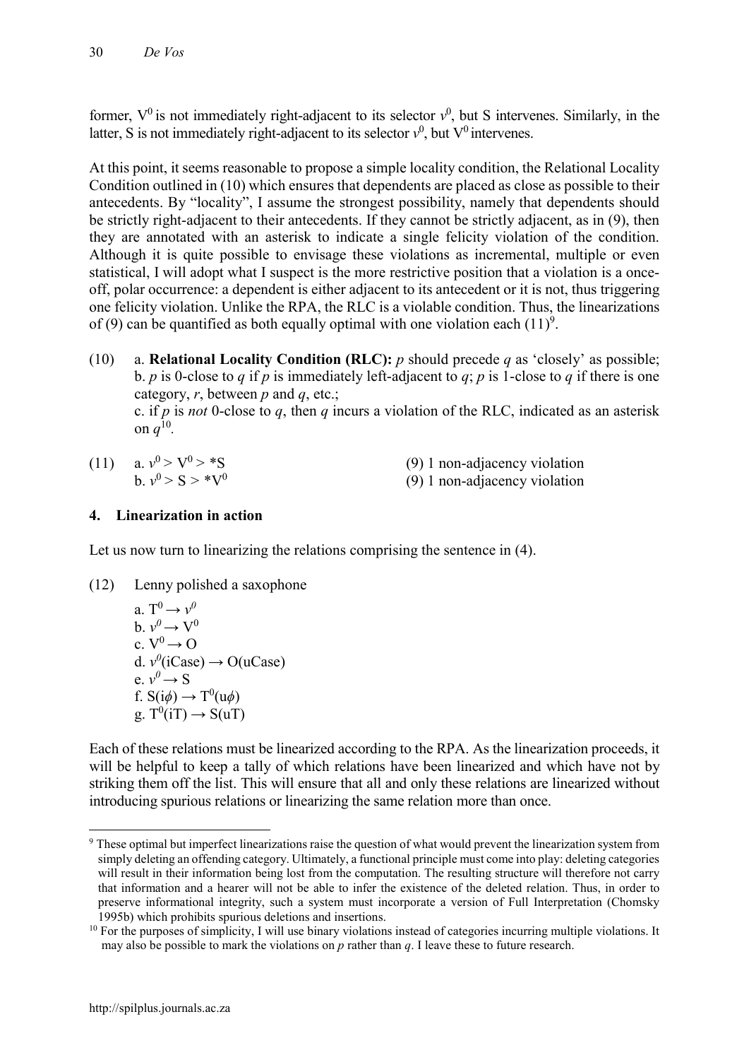former, $V^0$ is not immediately right-adjacent to its selector $v^0$, but S intervenes. Similarly, in the latter, S is not immediately right-adjacent to its selector $v^0$, but $V^0$ intervenes.

At this point, it seems reasonable to propose a simple locality condition, the Relational Locality Condition outlined in (10) which ensures that dependents are placed as close as possible to their antecedents. By "locality", I assume the strongest possibility, namely that dependents should be strictly right-adjacent to their antecedents. If they cannot be strictly adjacent, as in (9), then they are annotated with an asterisk to indicate a single felicity violation of the condition. Although it is quite possible to envisage these violations as incremental, multiple or even statistical, I will adopt what I suspect is the more restrictive position that a violation is a once-off, polar occurrence: a dependent is either adjacent to its antecedent or it is not, thus triggering one felicity violation. Unlike the RPA, the RLC is a violable condition. Thus, the linearizations of (9) can be quantified as both equally optimal with one violation each (11)[9].

(10) a. **Relational Locality Condition (RLC):** *p* should precede *q* as 'closely' as possible;
b. *p* is 0-close to *q* if *p* is immediately left-adjacent to *q*; *p* is 1-close to *q* if there is one category, *r*, between *p* and *q*, etc.;
c. if *p* is *not* 0-close to *q*, then *q* incurs a violation of the RLC, indicated as an asterisk on *q*[10].

(11) a. $v^0 > V^0 > *S$ (9) 1 non-adjacency violation
b. $v^0 > S > *V^0$ (9) 1 non-adjacency violation

## 4. Linearization in action

Let us now turn to linearizing the relations comprising the sentence in (4).

(12) Lenny polished a saxophone

a. $T^0 \rightarrow v^0$
b. $v^0 \rightarrow V^0$
c. $V^0 \rightarrow O$
d. $v^0(\text{iCase}) \rightarrow O(\text{uCase})$
e. $v^0 \rightarrow S$
f. $S(\text{i}\phi) \rightarrow T^0(\text{u}\phi)$
g. $T^0(\text{iT}) \rightarrow S(\text{uT})$

Each of these relations must be linearized according to the RPA. As the linearization proceeds, it will be helpful to keep a tally of which relations have been linearized and which have not by striking them off the list. This will ensure that all and only these relations are linearized without introducing spurious relations or linearizing the same relation more than once.

[9] These optimal but imperfect linearizations raise the question of what would prevent the linearization system from simply deleting an offending category. Ultimately, a functional principle must come into play: deleting categories will result in their information being lost from the computation. The resulting structure will therefore not carry that information and a hearer will not be able to infer the existence of the deleted relation. Thus, in order to preserve informational integrity, such a system must incorporate a version of Full Interpretation (Chomsky 1995b) which prohibits spurious deletions and insertions.

[10] For the purposes of simplicity, I will use binary violations instead of categories incurring multiple violations. It may also be possible to mark the violations on *p* rather than *q*. I leave these to future research.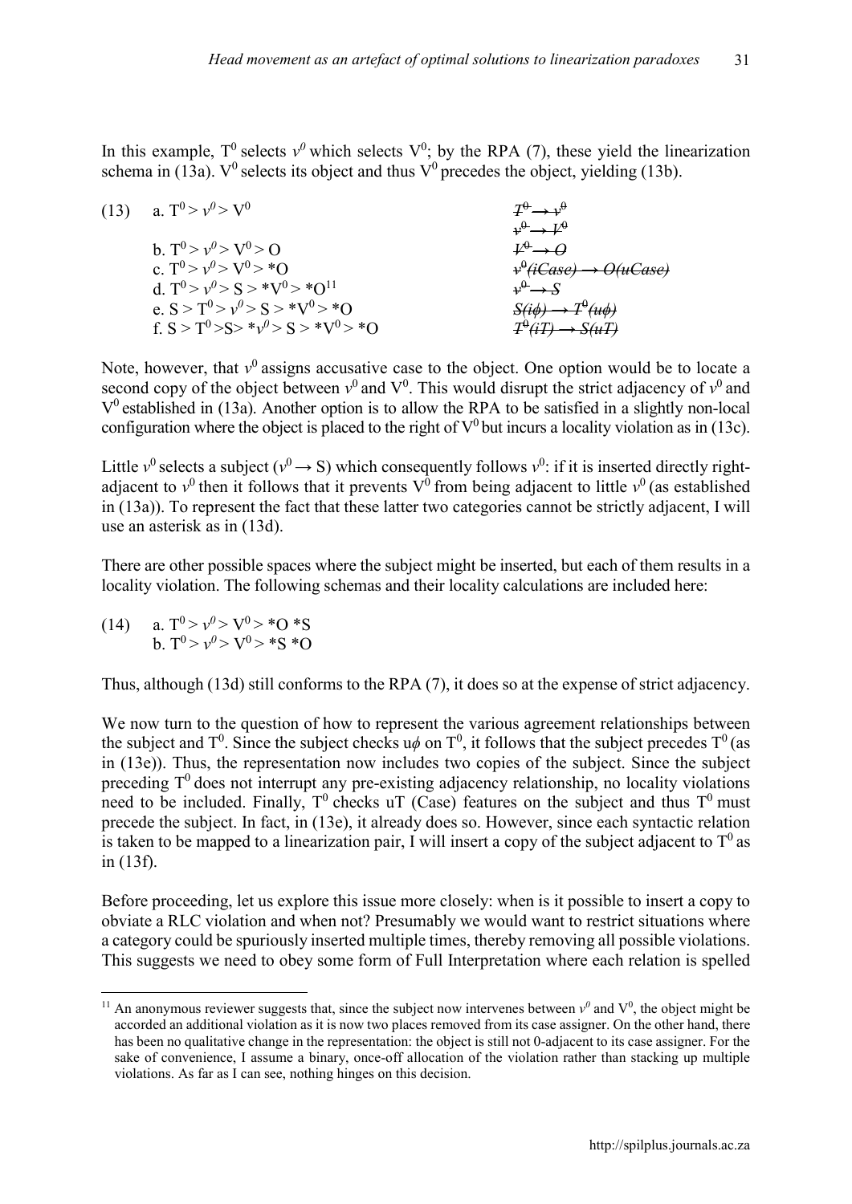In this example, $T^0$ selects $v^0$ which selects $V^0$; by the RPA (7), these yield the linearization schema in (13a). $V^0$ selects its object and thus $V^0$ precedes the object, yielding (13b).

(13)
a. $T^0 > v^0 > V^0$
b. $T^0 > v^0 > V^0 > O$
c. $T^0 > v^0 > V^0 > *O$
d. $T^0 > v^0 > S > *V^0 > *O$[11]
e. $S > T^0 > v^0 > S > *V^0 > *O$
f. $S > T^0 > S > *v^0 > S > *V^0 > *O$

~~$T^0 \rightarrow v^0$~~
~~$v^0 \rightarrow V^0$~~
~~$V^0 \rightarrow O$~~
~~$v^0(iCase) \rightarrow O(uCase)$~~
~~$v^0 \rightarrow S$~~
~~$S(i\phi) \rightarrow T^0(u\phi)$~~
~~$T^0(iT) \rightarrow S(uT)$~~

Note, however, that $v^0$ assigns accusative case to the object. One option would be to locate a second copy of the object between $v^0$ and $V^0$. This would disrupt the strict adjacency of $v^0$ and $V^0$ established in (13a). Another option is to allow the RPA to be satisfied in a slightly non-local configuration where the object is placed to the right of $V^0$ but incurs a locality violation as in (13c).

Little $v^0$ selects a subject ($v^0 \rightarrow S$) which consequently follows $v^0$: if it is inserted directly right-adjacent to $v^0$ then it follows that it prevents $V^0$ from being adjacent to little $v^0$ (as established in (13a)). To represent the fact that these latter two categories cannot be strictly adjacent, I will use an asterisk as in (13d).

There are other possible spaces where the subject might be inserted, but each of them results in a locality violation. The following schemas and their locality calculations are included here:

(14)
a. $T^0 > v^0 > V^0 > *O\ *S$
b. $T^0 > v^0 > V^0 > *S\ *O$

Thus, although (13d) still conforms to the RPA (7), it does so at the expense of strict adjacency.

We now turn to the question of how to represent the various agreement relationships between the subject and $T^0$. Since the subject checks $u\phi$ on $T^0$, it follows that the subject precedes $T^0$ (as in (13e)). Thus, the representation now includes two copies of the subject. Since the subject preceding $T^0$ does not interrupt any pre-existing adjacency relationship, no locality violations need to be included. Finally, $T^0$ checks uT (Case) features on the subject and thus $T^0$ must precede the subject. In fact, in (13e), it already does so. However, since each syntactic relation is taken to be mapped to a linearization pair, I will insert a copy of the subject adjacent to $T^0$ as in (13f).

Before proceeding, let us explore this issue more closely: when is it possible to insert a copy to obviate a RLC violation and when not? Presumably we would want to restrict situations where a category could be spuriously inserted multiple times, thereby removing all possible violations. This suggests we need to obey some form of Full Interpretation where each relation is spelled

[11] An anonymous reviewer suggests that, since the subject now intervenes between $v^0$ and $V^0$, the object might be accorded an additional violation as it is now two places removed from its case assigner. On the other hand, there has been no qualitative change in the representation: the object is still not 0-adjacent to its case assigner. For the sake of convenience, I assume a binary, once-off allocation of the violation rather than stacking up multiple violations. As far as I can see, nothing hinges on this decision.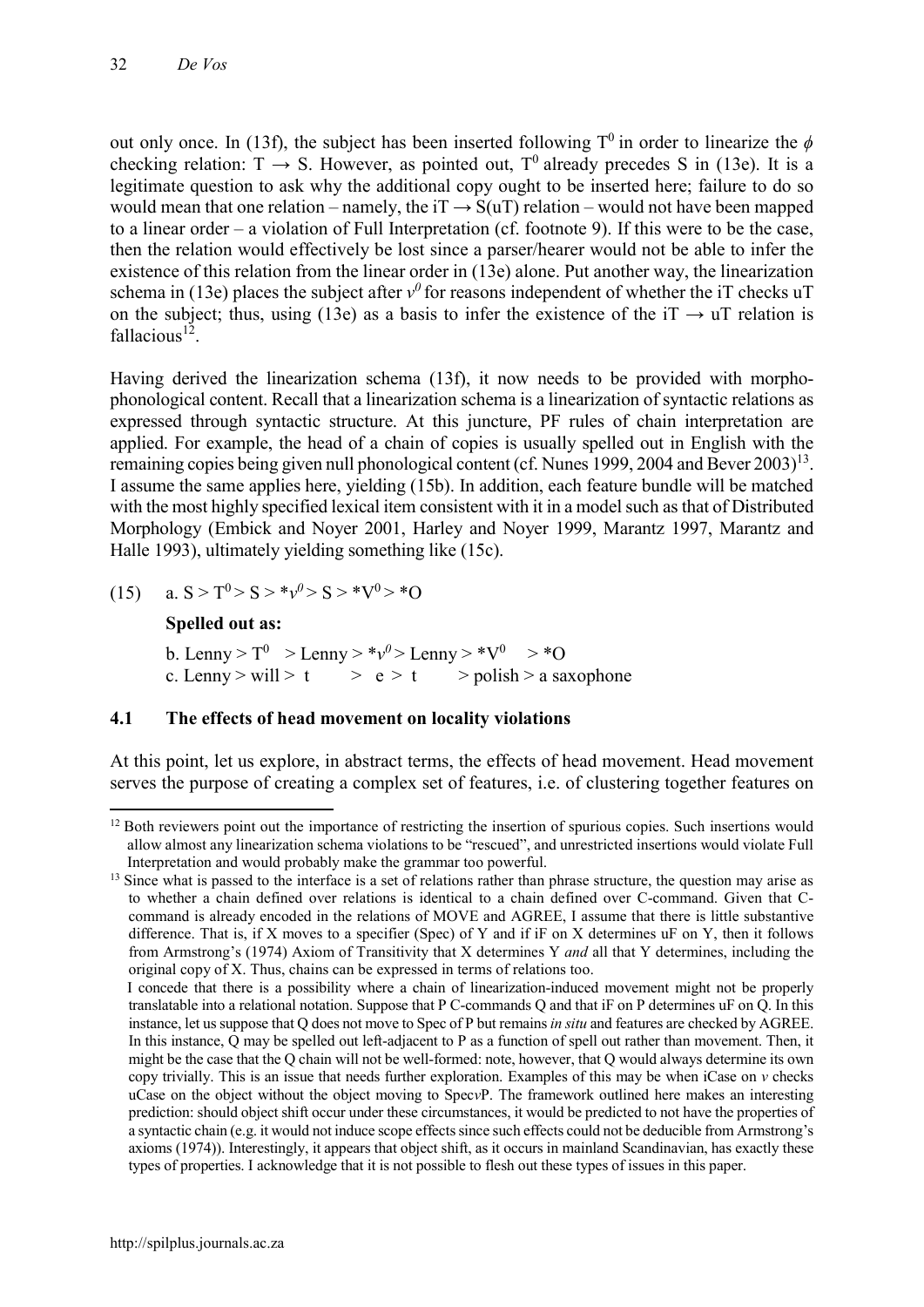out only once. In (13f), the subject has been inserted following $T^0$ in order to linearize the $\phi$ checking relation: T → S. However, as pointed out, $T^0$ already precedes S in (13e). It is a legitimate question to ask why the additional copy ought to be inserted here; failure to do so would mean that one relation – namely, the iT → S(uT) relation – would not have been mapped to a linear order – a violation of Full Interpretation (cf. footnote 9). If this were to be the case, then the relation would effectively be lost since a parser/hearer would not be able to infer the existence of this relation from the linear order in (13e) alone. Put another way, the linearization schema in (13e) places the subject after $v^0$ for reasons independent of whether the iT checks uT on the subject; thus, using (13e) as a basis to infer the existence of the iT → uT relation is fallacious[12].

Having derived the linearization schema (13f), it now needs to be provided with morpho-phonological content. Recall that a linearization schema is a linearization of syntactic relations as expressed through syntactic structure. At this juncture, PF rules of chain interpretation are applied. For example, the head of a chain of copies is usually spelled out in English with the remaining copies being given null phonological content (cf. Nunes 1999, 2004 and Bever 2003)[13]. I assume the same applies here, yielding (15b). In addition, each feature bundle will be matched with the most highly specified lexical item consistent with it in a model such as that of Distributed Morphology (Embick and Noyer 2001, Harley and Noyer 1999, Marantz 1997, Marantz and Halle 1993), ultimately yielding something like (15c).

(15) a. S > $T^0$ > S > *$v^0$ > S > *$V^0$ > *O

**Spelled out as:**

b. Lenny > $T^0$ > Lenny > *$v^0$ > Lenny > *$V^0$ > *O
c. Lenny > will > t > e > t > polish > a saxophone

### 4.1 The effects of head movement on locality violations

At this point, let us explore, in abstract terms, the effects of head movement. Head movement serves the purpose of creating a complex set of features, i.e. of clustering together features on

---

[12] Both reviewers point out the importance of restricting the insertion of spurious copies. Such insertions would allow almost any linearization schema violations to be "rescued", and unrestricted insertions would violate Full Interpretation and would probably make the grammar too powerful.

[13] Since what is passed to the interface is a set of relations rather than phrase structure, the question may arise as to whether a chain defined over relations is identical to a chain defined over C-command. Given that C-command is already encoded in the relations of MOVE and AGREE, I assume that there is little substantive difference. That is, if X moves to a specifier (Spec) of Y and if iF on X determines uF on Y, then it follows from Armstrong's (1974) Axiom of Transitivity that X determines Y *and* all that Y determines, including the original copy of X. Thus, chains can be expressed in terms of relations too.

I concede that there is a possibility where a chain of linearization-induced movement might not be properly translatable into a relational notation. Suppose that P C-commands Q and that iF on P determines uF on Q. In this instance, let us suppose that Q does not move to Spec of P but remains *in situ* and features are checked by AGREE. In this instance, Q may be spelled out left-adjacent to P as a function of spell out rather than movement. Then, it might be the case that the Q chain will not be well-formed: note, however, that Q would always determine its own copy trivially. This is an issue that needs further exploration. Examples of this may be when iCase on *v* checks uCase on the object without the object moving to Spec*v*P. The framework outlined here makes an interesting prediction: should object shift occur under these circumstances, it would be predicted to not have the properties of a syntactic chain (e.g. it would not induce scope effects since such effects could not be deducible from Armstrong's axioms (1974)). Interestingly, it appears that object shift, as it occurs in mainland Scandinavian, has exactly these types of properties. I acknowledge that it is not possible to flesh out these types of issues in this paper.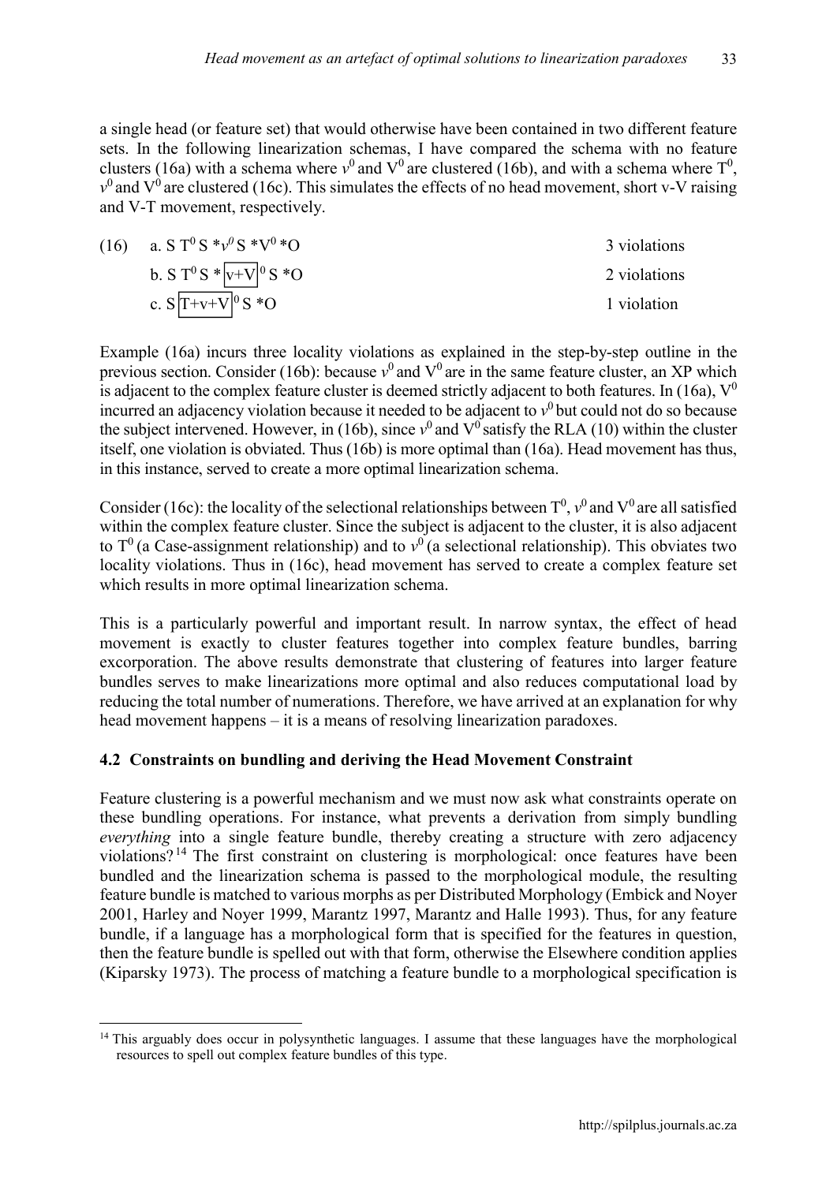a single head (or feature set) that would otherwise have been contained in two different feature sets. In the following linearization schemas, I have compared the schema with no feature clusters (16a) with a schema where $v^0$ and $V^0$ are clustered (16b), and with a schema where $T^0$, $v^0$ and $V^0$ are clustered (16c). This simulates the effects of no head movement, short v-V raising and V-T movement, respectively.

(16) a. S $T^0$ S *$v^0$ S *$V^0$ *O — 3 violations

b. S $T^0$ S * $\boxed{v+V}^0$ S *O — 2 violations

c. S $\boxed{T+v+V}^0$ S *O — 1 violation

Example (16a) incurs three locality violations as explained in the step-by-step outline in the previous section. Consider (16b): because $v^0$ and $V^0$ are in the same feature cluster, an XP which is adjacent to the complex feature cluster is deemed strictly adjacent to both features. In (16a), $V^0$ incurred an adjacency violation because it needed to be adjacent to $v^0$ but could not do so because the subject intervened. However, in (16b), since $v^0$ and $V^0$ satisfy the RLA (10) within the cluster itself, one violation is obviated. Thus (16b) is more optimal than (16a). Head movement has thus, in this instance, served to create a more optimal linearization schema.

Consider (16c): the locality of the selectional relationships between $T^0$, $v^0$ and $V^0$ are all satisfied within the complex feature cluster. Since the subject is adjacent to the cluster, it is also adjacent to $T^0$ (a Case-assignment relationship) and to $v^0$ (a selectional relationship). This obviates two locality violations. Thus in (16c), head movement has served to create a complex feature set which results in more optimal linearization schema.

This is a particularly powerful and important result. In narrow syntax, the effect of head movement is exactly to cluster features together into complex feature bundles, barring excorporation. The above results demonstrate that clustering of features into larger feature bundles serves to make linearizations more optimal and also reduces computational load by reducing the total number of numerations. Therefore, we have arrived at an explanation for why head movement happens – it is a means of resolving linearization paradoxes.

### 4.2 Constraints on bundling and deriving the Head Movement Constraint

Feature clustering is a powerful mechanism and we must now ask what constraints operate on these bundling operations. For instance, what prevents a derivation from simply bundling *everything* into a single feature bundle, thereby creating a structure with zero adjacency violations?[14] The first constraint on clustering is morphological: once features have been bundled and the linearization schema is passed to the morphological module, the resulting feature bundle is matched to various morphs as per Distributed Morphology (Embick and Noyer 2001, Harley and Noyer 1999, Marantz 1997, Marantz and Halle 1993). Thus, for any feature bundle, if a language has a morphological form that is specified for the features in question, then the feature bundle is spelled out with that form, otherwise the Elsewhere condition applies (Kiparsky 1973). The process of matching a feature bundle to a morphological specification is

[14] This arguably does occur in polysynthetic languages. I assume that these languages have the morphological resources to spell out complex feature bundles of this type.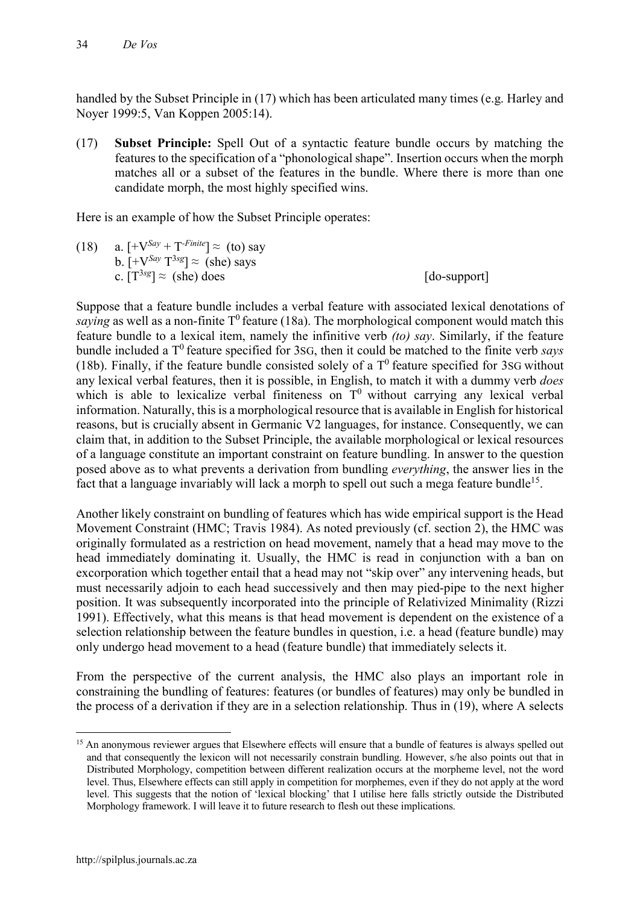handled by the Subset Principle in (17) which has been articulated many times (e.g. Harley and Noyer 1999:5, Van Koppen 2005:14).

(17) **Subset Principle:** Spell Out of a syntactic feature bundle occurs by matching the features to the specification of a "phonological shape". Insertion occurs when the morph matches all or a subset of the features in the bundle. Where there is more than one candidate morph, the most highly specified wins.

Here is an example of how the Subset Principle operates:

(18) a. $[+V^{Say} + T^{-Finite}] \approx$ (to) say
b. $[+V^{Say}\ T^{3sg}] \approx$ (she) says
c. $[T^{3sg}] \approx$ (she) does [do-support]

Suppose that a feature bundle includes a verbal feature with associated lexical denotations of *saying* as well as a non-finite $T^0$ feature (18a). The morphological component would match this feature bundle to a lexical item, namely the infinitive verb *(to) say*. Similarly, if the feature bundle included a $T^0$ feature specified for 3SG, then it could be matched to the finite verb *says* (18b). Finally, if the feature bundle consisted solely of a $T^0$ feature specified for 3SG without any lexical verbal features, then it is possible, in English, to match it with a dummy verb *does* which is able to lexicalize verbal finiteness on $T^0$ without carrying any lexical verbal information. Naturally, this is a morphological resource that is available in English for historical reasons, but is crucially absent in Germanic V2 languages, for instance. Consequently, we can claim that, in addition to the Subset Principle, the available morphological or lexical resources of a language constitute an important constraint on feature bundling. In answer to the question posed above as to what prevents a derivation from bundling *everything*, the answer lies in the fact that a language invariably will lack a morph to spell out such a mega feature bundle[15].

Another likely constraint on bundling of features which has wide empirical support is the Head Movement Constraint (HMC; Travis 1984). As noted previously (cf. section 2), the HMC was originally formulated as a restriction on head movement, namely that a head may move to the head immediately dominating it. Usually, the HMC is read in conjunction with a ban on excorporation which together entail that a head may not "skip over" any intervening heads, but must necessarily adjoin to each head successively and then may pied-pipe to the next higher position. It was subsequently incorporated into the principle of Relativized Minimality (Rizzi 1991). Effectively, what this means is that head movement is dependent on the existence of a selection relationship between the feature bundles in question, i.e. a head (feature bundle) may only undergo head movement to a head (feature bundle) that immediately selects it.

From the perspective of the current analysis, the HMC also plays an important role in constraining the bundling of features: features (or bundles of features) may only be bundled in the process of a derivation if they are in a selection relationship. Thus in (19), where A selects

[15] An anonymous reviewer argues that Elsewhere effects will ensure that a bundle of features is always spelled out and that consequently the lexicon will not necessarily constrain bundling. However, s/he also points out that in Distributed Morphology, competition between different realization occurs at the morpheme level, not the word level. Thus, Elsewhere effects can still apply in competition for morphemes, even if they do not apply at the word level. This suggests that the notion of 'lexical blocking' that I utilise here falls strictly outside the Distributed Morphology framework. I will leave it to future research to flesh out these implications.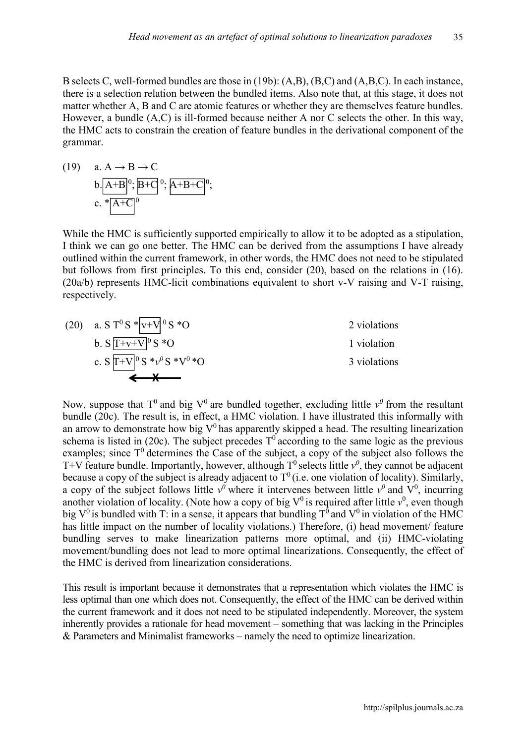B selects C, well-formed bundles are those in (19b): (A,B), (B,C) and (A,B,C). In each instance, there is a selection relation between the bundled items. Also note that, at this stage, it does not matter whether A, B and C are atomic features or whether they are themselves feature bundles. However, a bundle (A,C) is ill-formed because neither A nor C selects the other. In this way, the HMC acts to constrain the creation of feature bundles in the derivational component of the grammar.

(19) a. A → B → C

b. $\boxed{A+B}^0$; $\boxed{B+C}^0$; $\boxed{A+B+C}^0$;

c. * $\boxed{A+C}^0$

While the HMC is sufficiently supported empirically to allow it to be adopted as a stipulation, I think we can go one better. The HMC can be derived from the assumptions I have already outlined within the current framework, in other words, the HMC does not need to be stipulated but follows from first principles. To this end, consider (20), based on the relations in (16). (20a/b) represents HMC-licit combinations equivalent to short v-V raising and V-T raising, respectively.

(20) a. S $T^0$ S * $\boxed{v+V}^0$ S *O — 2 violations

b. S $\boxed{T+v+V}^0$ S *O — 1 violation

c. S $\boxed{T+V}^0$ S *$v^0$ S *$V^0$ *O — 3 violations

←X—

Now, suppose that $T^0$ and big $V^0$ are bundled together, excluding little $v^0$ from the resultant bundle (20c). The result is, in effect, a HMC violation. I have illustrated this informally with an arrow to demonstrate how big $V^0$ has apparently skipped a head. The resulting linearization schema is listed in (20c). The subject precedes $T^0$ according to the same logic as the previous examples; since $T^0$ determines the Case of the subject, a copy of the subject also follows the T+V feature bundle. Importantly, however, although $T^0$ selects little $v^0$, they cannot be adjacent because a copy of the subject is already adjacent to $T^0$ (i.e. one violation of locality). Similarly, a copy of the subject follows little $v^0$ where it intervenes between little $v^0$ and $V^0$, incurring another violation of locality. (Note how a copy of big $V^0$ is required after little $v^0$, even though big $V^0$ is bundled with T: in a sense, it appears that bundling $T^0$ and $V^0$ in violation of the HMC has little impact on the number of locality violations.) Therefore, (i) head movement/ feature bundling serves to make linearization patterns more optimal, and (ii) HMC-violating movement/bundling does not lead to more optimal linearizations. Consequently, the effect of the HMC is derived from linearization considerations.

This result is important because it demonstrates that a representation which violates the HMC is less optimal than one which does not. Consequently, the effect of the HMC can be derived within the current framework and it does not need to be stipulated independently. Moreover, the system inherently provides a rationale for head movement – something that was lacking in the Principles & Parameters and Minimalist frameworks – namely the need to optimize linearization.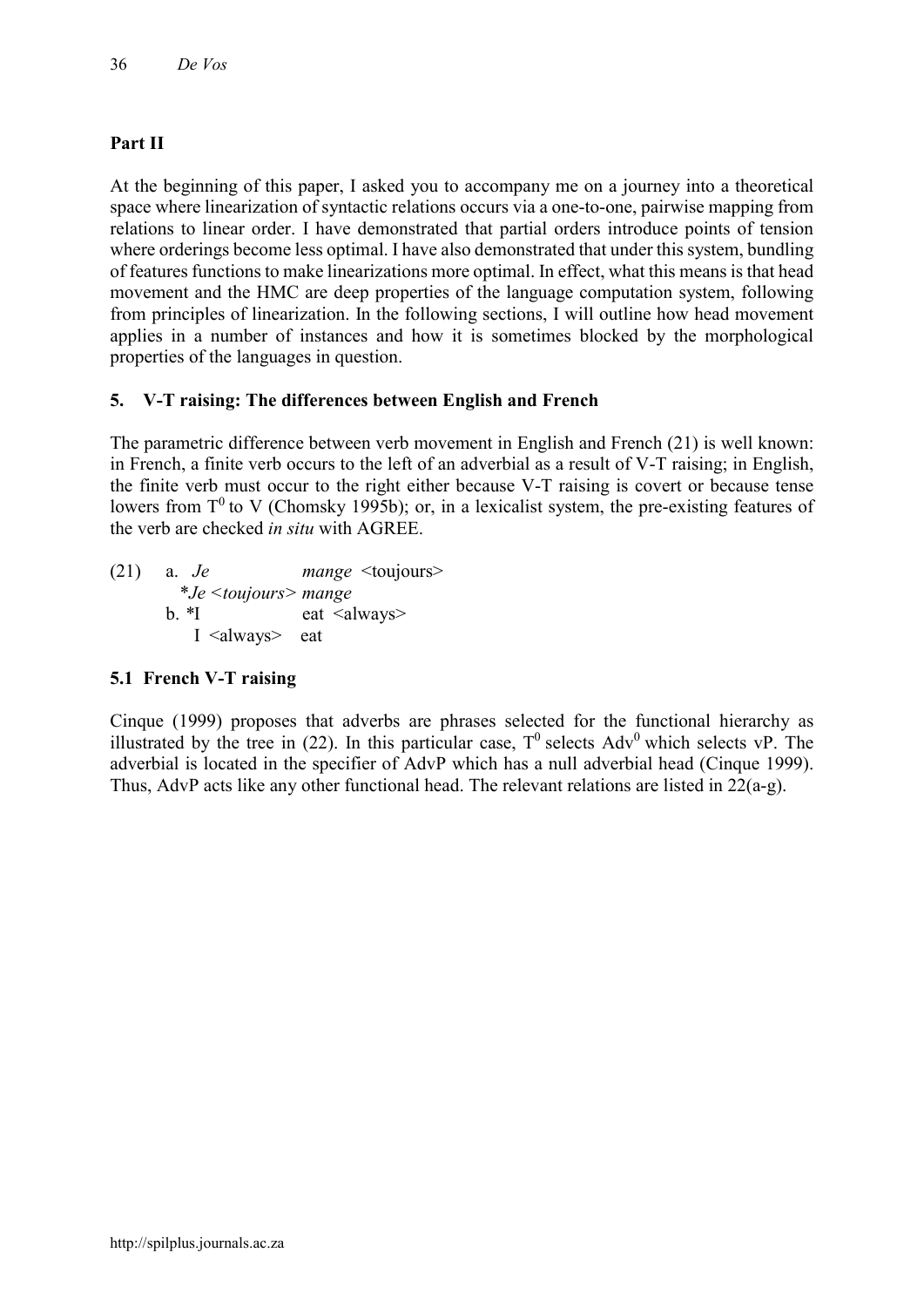## Part II

At the beginning of this paper, I asked you to accompany me on a journey into a theoretical space where linearization of syntactic relations occurs via a one-to-one, pairwise mapping from relations to linear order. I have demonstrated that partial orders introduce points of tension where orderings become less optimal. I have also demonstrated that under this system, bundling of features functions to make linearizations more optimal. In effect, what this means is that head movement and the HMC are deep properties of the language computation system, following from principles of linearization. In the following sections, I will outline how head movement applies in a number of instances and how it is sometimes blocked by the morphological properties of the languages in question.

## 5. V-T raising: The differences between English and French

The parametric difference between verb movement in English and French (21) is well known: in French, a finite verb occurs to the left of an adverbial as a result of V-T raising; in English, the finite verb must occur to the right either because V-T raising is covert or because tense lowers from $T^0$ to V (Chomsky 1995b); or, in a lexicalist system, the pre-existing features of the verb are checked *in situ* with AGREE.

(21) a. *Je* *mange* <toujours>
 \**Je <toujours> mange*
 b. \*I eat <always>
 I <always> eat

### 5.1 French V-T raising

Cinque (1999) proposes that adverbs are phrases selected for the functional hierarchy as illustrated by the tree in (22). In this particular case, $T^0$ selects $Adv^0$ which selects vP. The adverbial is located in the specifier of AdvP which has a null adverbial head (Cinque 1999). Thus, AdvP acts like any other functional head. The relevant relations are listed in 22(a-g).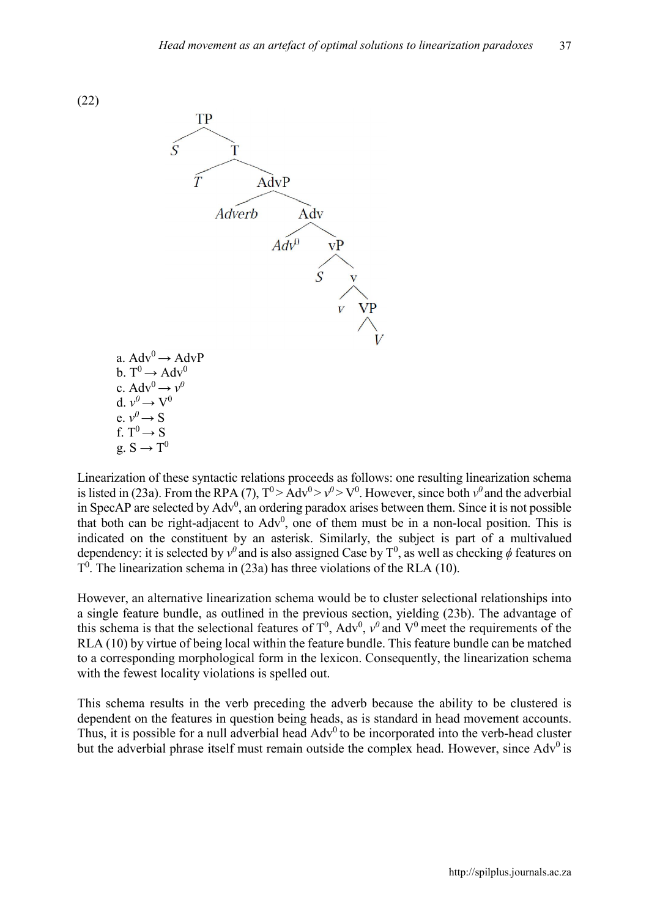(22)

```
            TP
           /  \
          S    T
              / \
             T   AdvP
                 /   \
            Adverb    Adv
                     /   \
                  Adv0    vP
                         /  \
                        S    v
                            / \
                           v   VP
                                \
                                 V
```

a. $Adv^0 \rightarrow AdvP$
b. $T^0 \rightarrow Adv^0$
c. $Adv^0 \rightarrow v^0$
d. $v^0 \rightarrow V^0$
e. $v^0 \rightarrow S$
f. $T^0 \rightarrow S$
g. $S \rightarrow T^0$

Linearization of these syntactic relations proceeds as follows: one resulting linearization schema is listed in (23a). From the RPA (7), $T^0 > Adv^0 > v^0 > V^0$. However, since both $v^0$ and the adverbial in SpecAP are selected by $Adv^0$, an ordering paradox arises between them. Since it is not possible that both can be right-adjacent to $Adv^0$, one of them must be in a non-local position. This is indicated on the constituent by an asterisk. Similarly, the subject is part of a multivalued dependency: it is selected by $v^0$ and is also assigned Case by $T^0$, as well as checking $\phi$ features on $T^0$. The linearization schema in (23a) has three violations of the RLA (10).

However, an alternative linearization schema would be to cluster selectional relationships into a single feature bundle, as outlined in the previous section, yielding (23b). The advantage of this schema is that the selectional features of $T^0$, $Adv^0$, $v^0$ and $V^0$ meet the requirements of the RLA (10) by virtue of being local within the feature bundle. This feature bundle can be matched to a corresponding morphological form in the lexicon. Consequently, the linearization schema with the fewest locality violations is spelled out.

This schema results in the verb preceding the adverb because the ability to be clustered is dependent on the features in question being heads, as is standard in head movement accounts. Thus, it is possible for a null adverbial head $Adv^0$ to be incorporated into the verb-head cluster but the adverbial phrase itself must remain outside the complex head. However, since $Adv^0$ is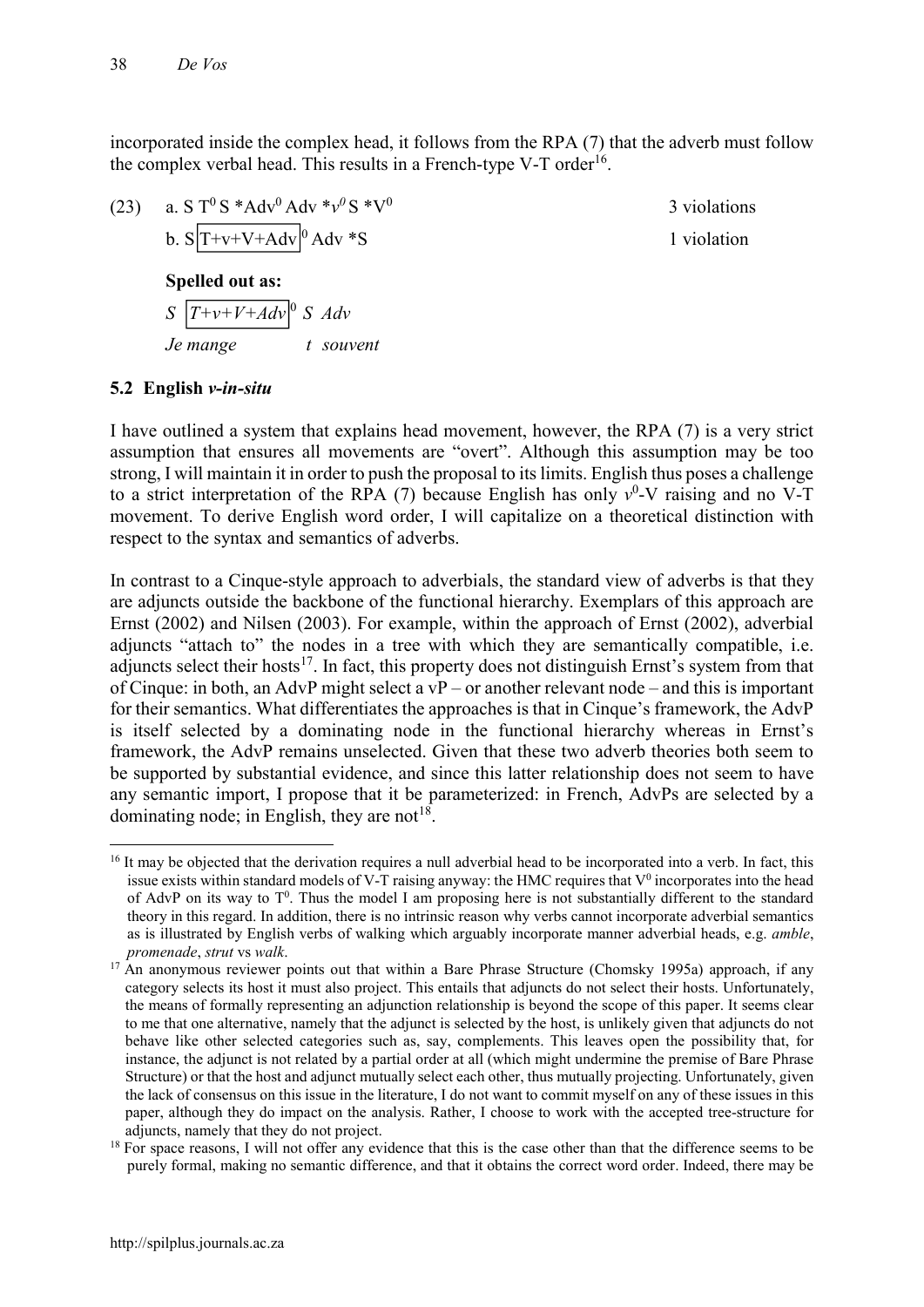incorporated inside the complex head, it follows from the RPA (7) that the adverb must follow the complex verbal head. This results in a French-type V-T order[16].

(23) a. S $T^0$ S *$Adv^0$ Adv *$v^0$ S *$V^0$ 3 violations

b. S $\boxed{T+v+V+Adv}^0$ Adv *S 1 violation

**Spelled out as:**

*S* $\boxed{T+v+V+Adv}^0$ *S Adv*

*Je mange t souvent*

### 5.2 English *v-in-situ*

I have outlined a system that explains head movement, however, the RPA (7) is a very strict assumption that ensures all movements are "overt". Although this assumption may be too strong, I will maintain it in order to push the proposal to its limits. English thus poses a challenge to a strict interpretation of the RPA (7) because English has only $v^0$-V raising and no V-T movement. To derive English word order, I will capitalize on a theoretical distinction with respect to the syntax and semantics of adverbs.

In contrast to a Cinque-style approach to adverbials, the standard view of adverbs is that they are adjuncts outside the backbone of the functional hierarchy. Exemplars of this approach are Ernst (2002) and Nilsen (2003). For example, within the approach of Ernst (2002), adverbial adjuncts "attach to" the nodes in a tree with which they are semantically compatible, i.e. adjuncts select their hosts[17]. In fact, this property does not distinguish Ernst's system from that of Cinque: in both, an AdvP might select a vP – or another relevant node – and this is important for their semantics. What differentiates the approaches is that in Cinque's framework, the AdvP is itself selected by a dominating node in the functional hierarchy whereas in Ernst's framework, the AdvP remains unselected. Given that these two adverb theories both seem to be supported by substantial evidence, and since this latter relationship does not seem to have any semantic import, I propose that it be parameterized: in French, AdvPs are selected by a dominating node; in English, they are not[18].

---

[16] It may be objected that the derivation requires a null adverbial head to be incorporated into a verb. In fact, this issue exists within standard models of V-T raising anyway: the HMC requires that $V^0$ incorporates into the head of AdvP on its way to $T^0$. Thus the model I am proposing here is not substantially different to the standard theory in this regard. In addition, there is no intrinsic reason why verbs cannot incorporate adverbial semantics as is illustrated by English verbs of walking which arguably incorporate manner adverbial heads, e.g. *amble*, *promenade*, *strut* vs *walk*.

[17] An anonymous reviewer points out that within a Bare Phrase Structure (Chomsky 1995a) approach, if any category selects its host it must also project. This entails that adjuncts do not select their hosts. Unfortunately, the means of formally representing an adjunction relationship is beyond the scope of this paper. It seems clear to me that one alternative, namely that the adjunct is selected by the host, is unlikely given that adjuncts do not behave like other selected categories such as, say, complements. This leaves open the possibility that, for instance, the adjunct is not related by a partial order at all (which might undermine the premise of Bare Phrase Structure) or that the host and adjunct mutually select each other, thus mutually projecting. Unfortunately, given the lack of consensus on this issue in the literature, I do not want to commit myself on any of these issues in this paper, although they do impact on the analysis. Rather, I choose to work with the accepted tree-structure for adjuncts, namely that they do not project.

[18] For space reasons, I will not offer any evidence that this is the case other than that the difference seems to be purely formal, making no semantic difference, and that it obtains the correct word order. Indeed, there may be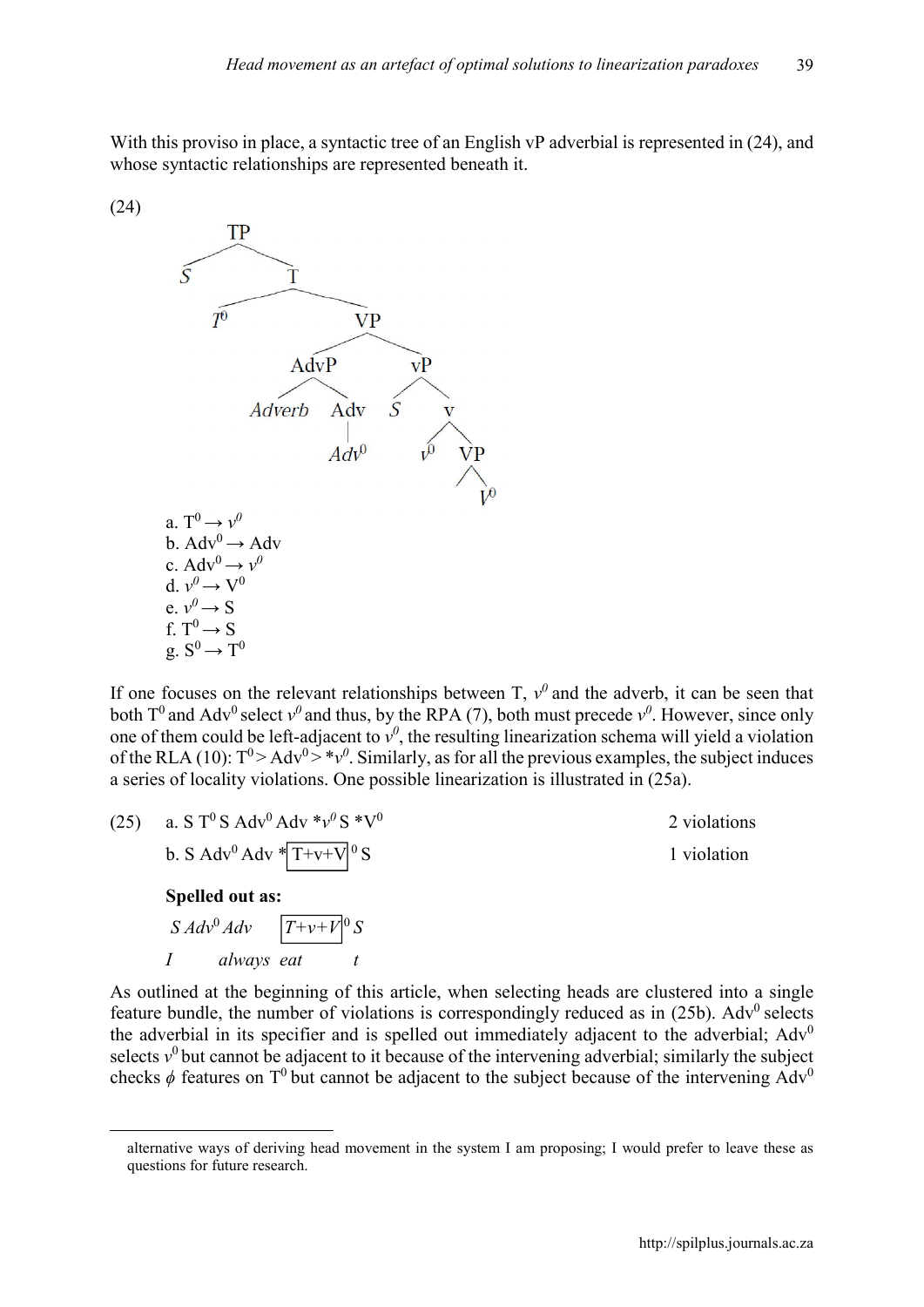With this proviso in place, a syntactic tree of an English vP adverbial is represented in (24), and whose syntactic relationships are represented beneath it.

(24)

```
                TP
              /    \
             S      T
                  /    \
                T⁰      VP
                      /     \
                  AdvP        vP
                 /    \      /   \
            Adverb    Adv   S     v
                       |         /  \
                      Adv⁰      v⁰   VP
                                      |
                                      V⁰
```

a. $T^0 \rightarrow v^0$
b. $Adv^0 \rightarrow Adv$
c. $Adv^0 \rightarrow v^0$
d. $v^0 \rightarrow V^0$
e. $v^0 \rightarrow S$
f. $T^0 \rightarrow S$
g. $S^0 \rightarrow T^0$

If one focuses on the relevant relationships between T, $v^0$ and the adverb, it can be seen that both $T^0$ and $Adv^0$ select $v^0$ and thus, by the RPA (7), both must precede $v^0$. However, since only one of them could be left-adjacent to $v^0$, the resulting linearization schema will yield a violation of the RLA (10): $T^0 > Adv^0 > *v^0$. Similarly, as for all the previous examples, the subject induces a series of locality violations. One possible linearization is illustrated in (25a).

(25) a. S $T^0$ S $Adv^0$ Adv \*$v^0$ S \*$V^0$ — 2 violations

b. S $Adv^0$ Adv \*[T+v+V]$^0$ S — 1 violation

**Spelled out as:**

*S $Adv^0$ Adv* [*T+v+V*]$^0$ *S*

*I always eat t*

As outlined at the beginning of this article, when selecting heads are clustered into a single feature bundle, the number of violations is correspondingly reduced as in (25b). $Adv^0$ selects the adverbial in its specifier and is spelled out immediately adjacent to the adverbial; $Adv^0$ selects $v^0$ but cannot be adjacent to it because of the intervening adverbial; similarly the subject checks $\phi$ features on $T^0$ but cannot be adjacent to the subject because of the intervening $Adv^0$

alternative ways of deriving head movement in the system I am proposing; I would prefer to leave these as questions for future research.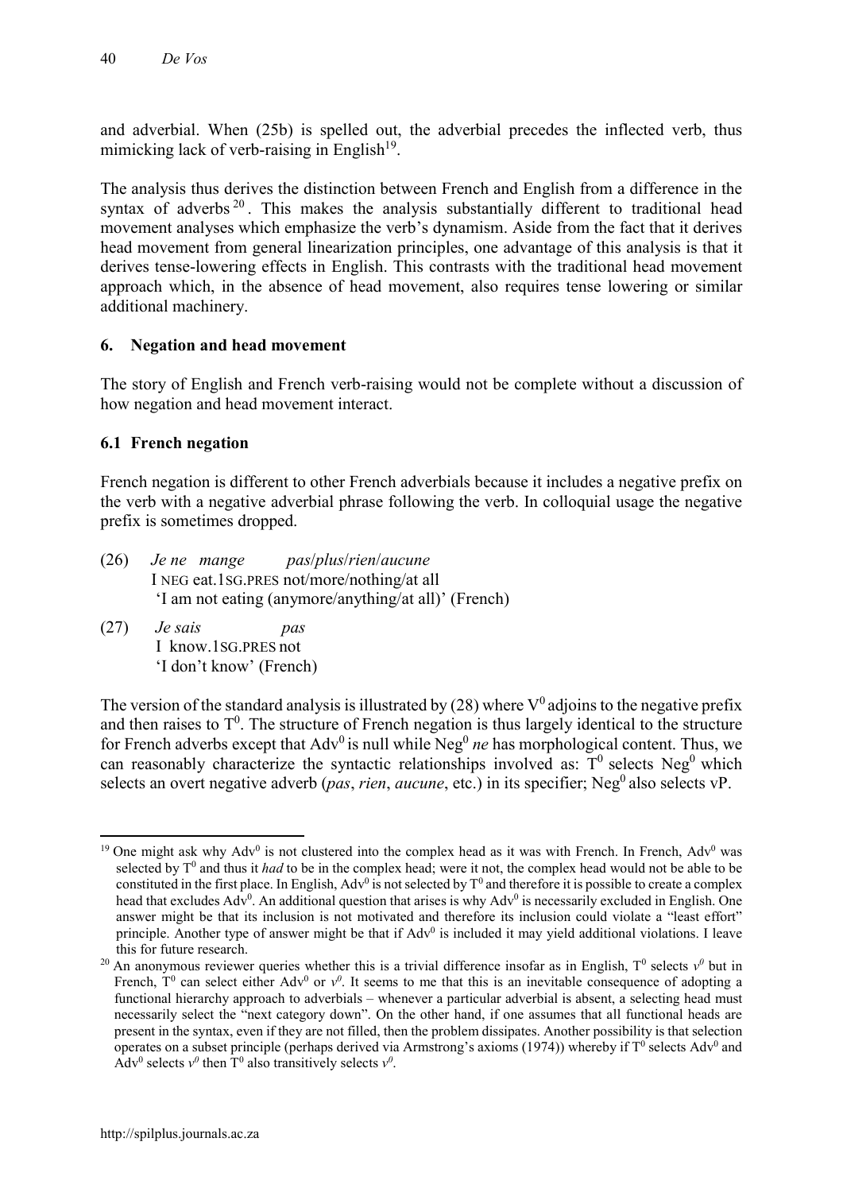and adverbial. When (25b) is spelled out, the adverbial precedes the inflected verb, thus mimicking lack of verb-raising in English[19].

The analysis thus derives the distinction between French and English from a difference in the syntax of adverbs[20]. This makes the analysis substantially different to traditional head movement analyses which emphasize the verb's dynamism. Aside from the fact that it derives head movement from general linearization principles, one advantage of this analysis is that it derives tense-lowering effects in English. This contrasts with the traditional head movement approach which, in the absence of head movement, also requires tense lowering or similar additional machinery.

## 6. Negation and head movement

The story of English and French verb-raising would not be complete without a discussion of how negation and head movement interact.

### 6.1 French negation

French negation is different to other French adverbials because it includes a negative prefix on the verb with a negative adverbial phrase following the verb. In colloquial usage the negative prefix is sometimes dropped.

(26) *Je ne mange pas/plus/rien/aucune*
I NEG eat.1SG.PRES not/more/nothing/at all
'I am not eating (anymore/anything/at all)' (French)

(27) *Je sais pas*
I know.1SG.PRES not
'I don't know' (French)

The version of the standard analysis is illustrated by (28) where $V^0$ adjoins to the negative prefix and then raises to $T^0$. The structure of French negation is thus largely identical to the structure for French adverbs except that $Adv^0$ is null while $Neg^0$ *ne* has morphological content. Thus, we can reasonably characterize the syntactic relationships involved as: $T^0$ selects $Neg^0$ which selects an overt negative adverb (*pas*, *rien*, *aucune*, etc.) in its specifier; $Neg^0$ also selects vP.

---

[19] One might ask why $Adv^0$ is not clustered into the complex head as it was with French. In French, $Adv^0$ was selected by $T^0$ and thus it *had* to be in the complex head; were it not, the complex head would not be able to be constituted in the first place. In English, $Adv^0$ is not selected by $T^0$ and therefore it is possible to create a complex head that excludes $Adv^0$. An additional question that arises is why $Adv^0$ is necessarily excluded in English. One answer might be that its inclusion is not motivated and therefore its inclusion could violate a "least effort" principle. Another type of answer might be that if $Adv^0$ is included it may yield additional violations. I leave this for future research.

[20] An anonymous reviewer queries whether this is a trivial difference insofar as in English, $T^0$ selects $v^0$ but in French, $T^0$ can select either $Adv^0$ or $v^0$. It seems to me that this is an inevitable consequence of adopting a functional hierarchy approach to adverbials – whenever a particular adverbial is absent, a selecting head must necessarily select the "next category down". On the other hand, if one assumes that all functional heads are present in the syntax, even if they are not filled, then the problem dissipates. Another possibility is that selection operates on a subset principle (perhaps derived via Armstrong's axioms (1974)) whereby if $T^0$ selects $Adv^0$ and $Adv^0$ selects $v^0$ then $T^0$ also transitively selects $v^0$.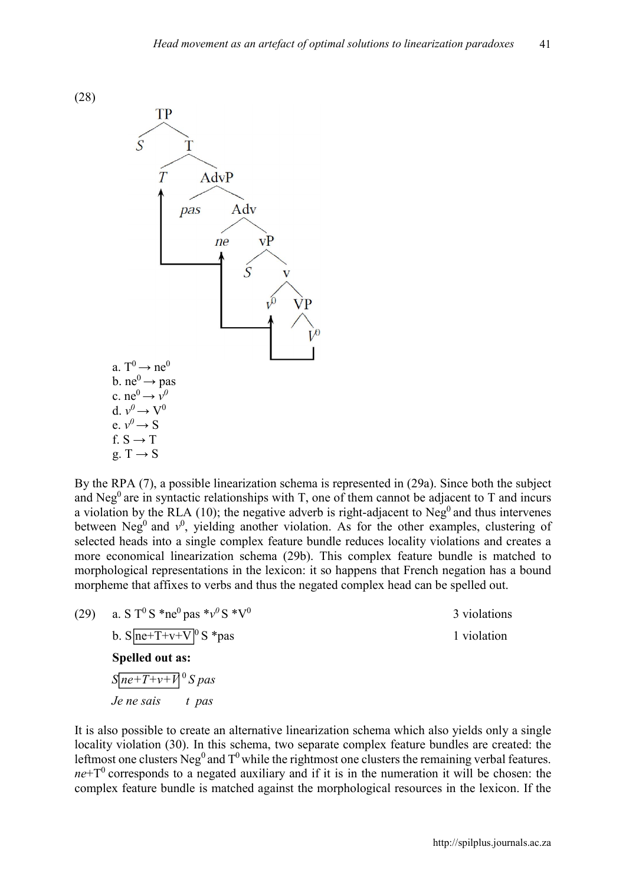(28)

a. $T^0 \rightarrow ne^0$
b. $ne^0 \rightarrow$ pas
c. $ne^0 \rightarrow v^0$
d. $v^0 \rightarrow V^0$
e. $v^0 \rightarrow S$
f. $S \rightarrow T$
g. $T \rightarrow S$

By the RPA (7), a possible linearization schema is represented in (29a). Since both the subject and $Neg^0$ are in syntactic relationships with T, one of them cannot be adjacent to T and incurs a violation by the RLA (10); the negative adverb is right-adjacent to $Neg^0$ and thus intervenes between $Neg^0$ and $v^0$, yielding another violation. As for the other examples, clustering of selected heads into a single complex feature bundle reduces locality violations and creates a more economical linearization schema (29b). This complex feature bundle is matched to morphological representations in the lexicon: it so happens that French negation has a bound morpheme that affixes to verbs and thus the negated complex head can be spelled out.

(29) a. S $T^0$ S \*$ne^0$ pas \*$v^0$ S \*$V^0$ — 3 violations

b. S [ne+T+v+V]$^0$ S \*pas — 1 violation

**Spelled out as:**

*S* [*ne+T+v+V*]$^0$ *S pas*

*Je ne sais t pas*

It is also possible to create an alternative linearization schema which also yields only a single locality violation (30). In this schema, two separate complex feature bundles are created: the leftmost one clusters $Neg^0$ and $T^0$ while the rightmost one clusters the remaining verbal features. *ne*+$T^0$ corresponds to a negated auxiliary and if it is in the numeration it will be chosen: the complex feature bundle is matched against the morphological resources in the lexicon. If the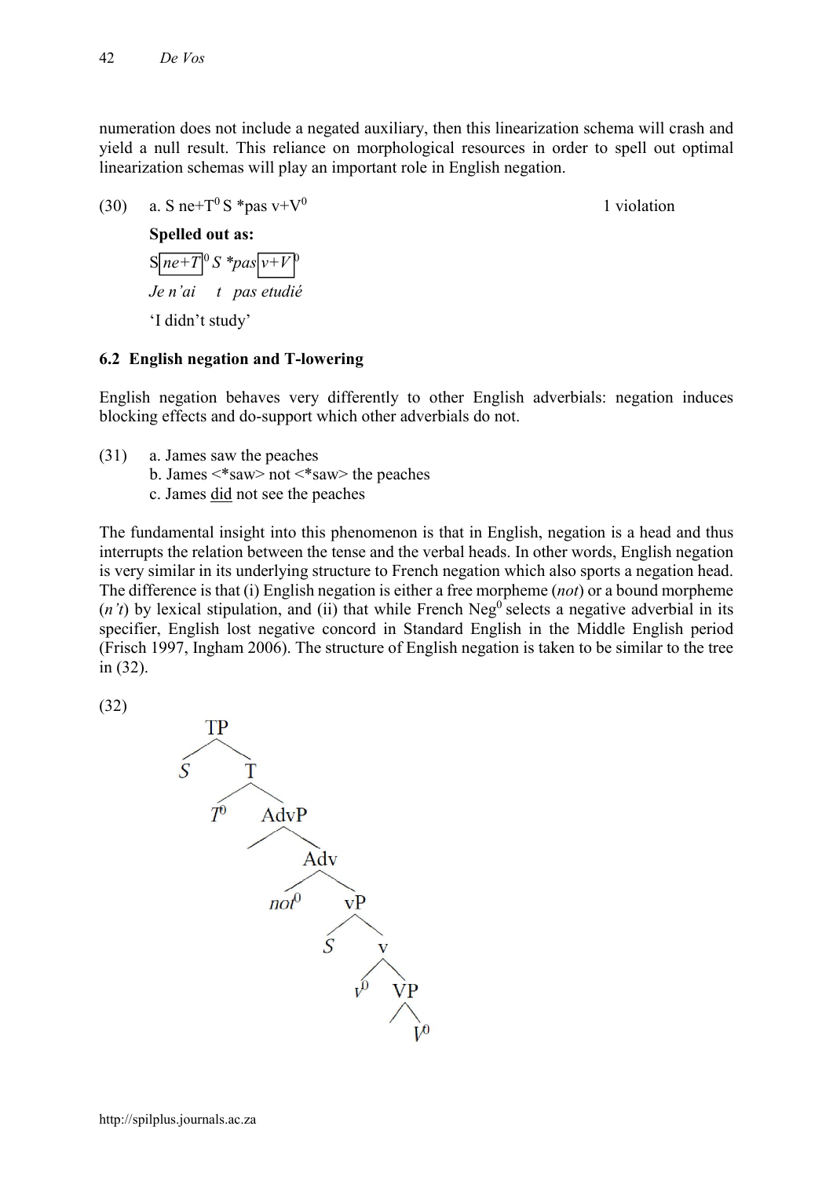numeration does not include a negated auxiliary, then this linearization schema will crash and yield a null result. This reliance on morphological resources in order to spell out optimal linearization schemas will play an important role in English negation.

(30) a. S ne+$T^0$ S *pas v+$V^0$ 1 violation

**Spelled out as:**

S *ne+T*$^0$ *S *pas* *v+V*$^0$

*Je n'ai t pas etudié*

'I didn't study'

### 6.2 English negation and T-lowering

English negation behaves very differently to other English adverbials: negation induces blocking effects and do-support which other adverbials do not.

(31) a. James saw the peaches
b. James <*saw> not <*saw> the peaches
c. James did not see the peaches

The fundamental insight into this phenomenon is that in English, negation is a head and thus interrupts the relation between the tense and the verbal heads. In other words, English negation is very similar in its underlying structure to French negation which also sports a negation head. The difference is that (i) English negation is either a free morpheme (*not*) or a bound morpheme (*n't*) by lexical stipulation, and (ii) that while French $Neg^0$ selects a negative adverbial in its specifier, English lost negative concord in Standard English in the Middle English period (Frisch 1997, Ingham 2006). The structure of English negation is taken to be similar to the tree in (32).

(32)

```
TP
├── S
└── T
    ├── T⁰
    └── AdvP
        └── Adv
            ├── not⁰
            └── vP
                ├── S
                └── v
                    ├── v⁰
                    └── VP
                        └── V⁰
```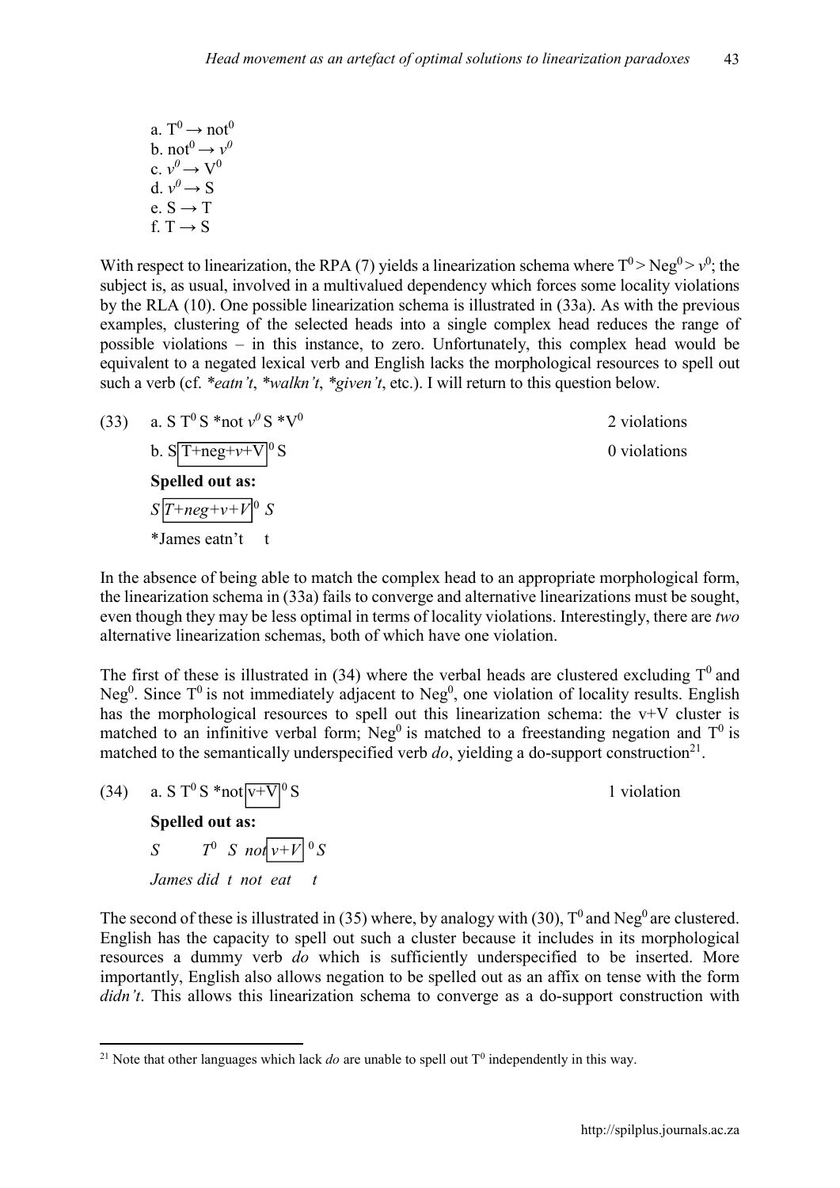a. $T^0 \rightarrow not^0$
b. $not^0 \rightarrow v^0$
c. $v^0 \rightarrow V^0$
d. $v^0 \rightarrow S$
e. $S \rightarrow T$
f. $T \rightarrow S$

With respect to linearization, the RPA (7) yields a linearization schema where $T^0 > Neg^0 > v^0$; the subject is, as usual, involved in a multivalued dependency which forces some locality violations by the RLA (10). One possible linearization schema is illustrated in (33a). As with the previous examples, clustering of the selected heads into a single complex head reduces the range of possible violations – in this instance, to zero. Unfortunately, this complex head would be equivalent to a negated lexical verb and English lacks the morphological resources to spell out such a verb (cf. *\*eatn't*, *\*walkn't*, *\*given't*, etc.). I will return to this question below.

(33) a. S $T^0$ S \*not $v^0$ S \*$V^0$ — 2 violations

b. S [T+neg+$v$+V]$^0$ S — 0 violations

**Spelled out as:**

*S [T+neg+v+V]$^0$ S*

\*James eatn't t

In the absence of being able to match the complex head to an appropriate morphological form, the linearization schema in (33a) fails to converge and alternative linearizations must be sought, even though they may be less optimal in terms of locality violations. Interestingly, there are *two* alternative linearization schemas, both of which have one violation.

The first of these is illustrated in (34) where the verbal heads are clustered excluding $T^0$ and $Neg^0$. Since $T^0$ is not immediately adjacent to $Neg^0$, one violation of locality results. English has the morphological resources to spell out this linearization schema: the v+V cluster is matched to an infinitive verbal form; $Neg^0$ is matched to a freestanding negation and $T^0$ is matched to the semantically underspecified verb *do*, yielding a do-support construction[21].

(34) a. S $T^0$ S \*not [v+V]$^0$ S — 1 violation

**Spelled out as:**

*S $T^0$ S not [v+V]$^0$ S*

*James did t not eat t*

The second of these is illustrated in (35) where, by analogy with (30), $T^0$ and $Neg^0$ are clustered. English has the capacity to spell out such a cluster because it includes in its morphological resources a dummy verb *do* which is sufficiently underspecified to be inserted. More importantly, English also allows negation to be spelled out as an affix on tense with the form *didn't*. This allows this linearization schema to converge as a do-support construction with

[21] Note that other languages which lack *do* are unable to spell out $T^0$ independently in this way.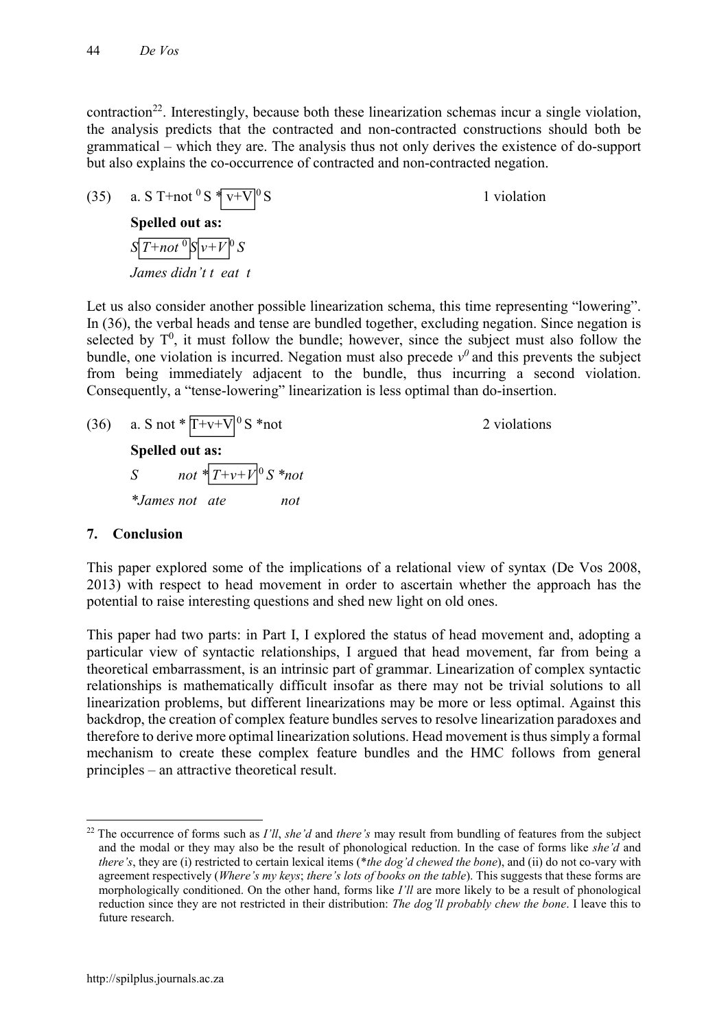contraction[22]. Interestingly, because both these linearization schemas incur a single violation, the analysis predicts that the contracted and non-contracted constructions should both be grammatical – which they are. The analysis thus not only derives the existence of do-support but also explains the co-occurrence of contracted and non-contracted negation.

(35) a. S T+not $^0$ S * [v+V]$^0$ S 1 violation

**Spelled out as:**

*S [T+not $^0$] S [v+V]$^0$ S*

*James didn't t eat t*

Let us also consider another possible linearization schema, this time representing "lowering". In (36), the verbal heads and tense are bundled together, excluding negation. Since negation is selected by $T^0$, it must follow the bundle; however, since the subject must also follow the bundle, one violation is incurred. Negation must also precede $v^0$ and this prevents the subject from being immediately adjacent to the bundle, thus incurring a second violation. Consequently, a "tense-lowering" linearization is less optimal than do-insertion.

(36) a. S not * [T+v+V]$^0$ S *not 2 violations

**Spelled out as:**

*S not * [T+v+V]$^0$ S *not*

*\*James not ate not*

## 7. Conclusion

This paper explored some of the implications of a relational view of syntax (De Vos 2008, 2013) with respect to head movement in order to ascertain whether the approach has the potential to raise interesting questions and shed new light on old ones.

This paper had two parts: in Part I, I explored the status of head movement and, adopting a particular view of syntactic relationships, I argued that head movement, far from being a theoretical embarrassment, is an intrinsic part of grammar. Linearization of complex syntactic relationships is mathematically difficult insofar as there may not be trivial solutions to all linearization problems, but different linearizations may be more or less optimal. Against this backdrop, the creation of complex feature bundles serves to resolve linearization paradoxes and therefore to derive more optimal linearization solutions. Head movement is thus simply a formal mechanism to create these complex feature bundles and the HMC follows from general principles – an attractive theoretical result.

---

[22] The occurrence of forms such as *I'll*, *she'd* and *there's* may result from bundling of features from the subject and the modal or they may also be the result of phonological reduction. In the case of forms like *she'd* and *there's*, they are (i) restricted to certain lexical items (\**the dog'd chewed the bone*), and (ii) do not co-vary with agreement respectively (*Where's my keys*; *there's lots of books on the table*). This suggests that these forms are morphologically conditioned. On the other hand, forms like *I'll* are more likely to be a result of phonological reduction since they are not restricted in their distribution: *The dog'll probably chew the bone*. I leave this to future research.

http://spilplus.journals.ac.za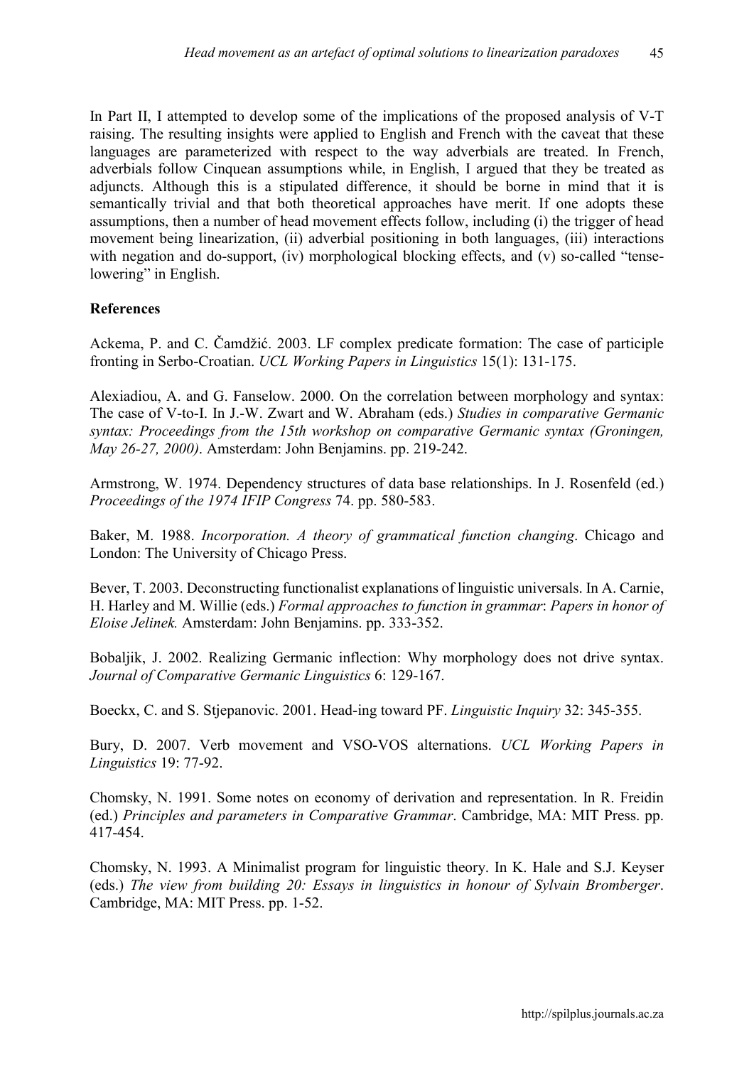In Part II, I attempted to develop some of the implications of the proposed analysis of V-T raising. The resulting insights were applied to English and French with the caveat that these languages are parameterized with respect to the way adverbials are treated. In French, adverbials follow Cinquean assumptions while, in English, I argued that they be treated as adjuncts. Although this is a stipulated difference, it should be borne in mind that it is semantically trivial and that both theoretical approaches have merit. If one adopts these assumptions, then a number of head movement effects follow, including (i) the trigger of head movement being linearization, (ii) adverbial positioning in both languages, (iii) interactions with negation and do-support, (iv) morphological blocking effects, and (v) so-called "tense-lowering" in English.

## References

Ackema, P. and C. Čamdžić. 2003. LF complex predicate formation: The case of participle fronting in Serbo-Croatian. *UCL Working Papers in Linguistics* 15(1): 131-175.

Alexiadiou, A. and G. Fanselow. 2000. On the correlation between morphology and syntax: The case of V-to-I. In J.-W. Zwart and W. Abraham (eds.) *Studies in comparative Germanic syntax: Proceedings from the 15th workshop on comparative Germanic syntax (Groningen, May 26-27, 2000)*. Amsterdam: John Benjamins. pp. 219-242.

Armstrong, W. 1974. Dependency structures of data base relationships. In J. Rosenfeld (ed.) *Proceedings of the 1974 IFIP Congress* 74. pp. 580-583.

Baker, M. 1988. *Incorporation. A theory of grammatical function changing*. Chicago and London: The University of Chicago Press.

Bever, T. 2003. Deconstructing functionalist explanations of linguistic universals. In A. Carnie, H. Harley and M. Willie (eds.) *Formal approaches to function in grammar*: *Papers in honor of Eloise Jelinek.* Amsterdam: John Benjamins. pp. 333-352.

Bobaljik, J. 2002. Realizing Germanic inflection: Why morphology does not drive syntax. *Journal of Comparative Germanic Linguistics* 6: 129-167.

Boeckx, C. and S. Stjepanovic. 2001. Head-ing toward PF. *Linguistic Inquiry* 32: 345-355.

Bury, D. 2007. Verb movement and VSO-VOS alternations. *UCL Working Papers in Linguistics* 19: 77-92.

Chomsky, N. 1991. Some notes on economy of derivation and representation. In R. Freidin (ed.) *Principles and parameters in Comparative Grammar*. Cambridge, MA: MIT Press. pp. 417-454.

Chomsky, N. 1993. A Minimalist program for linguistic theory. In K. Hale and S.J. Keyser (eds.) *The view from building 20: Essays in linguistics in honour of Sylvain Bromberger*. Cambridge, MA: MIT Press. pp. 1-52.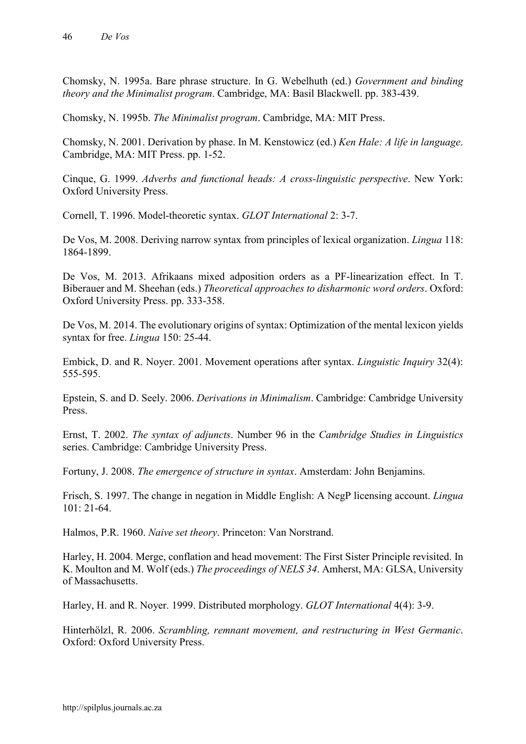Chomsky, N. 1995a. Bare phrase structure. In G. Webelhuth (ed.) *Government and binding theory and the Minimalist program*. Cambridge, MA: Basil Blackwell. pp. 383-439.

Chomsky, N. 1995b. *The Minimalist program*. Cambridge, MA: MIT Press.

Chomsky, N. 2001. Derivation by phase. In M. Kenstowicz (ed.) *Ken Hale: A life in language*. Cambridge, MA: MIT Press. pp. 1-52.

Cinque, G. 1999. *Adverbs and functional heads: A cross-linguistic perspective*. New York: Oxford University Press.

Cornell, T. 1996. Model-theoretic syntax. *GLOT International* 2: 3-7.

De Vos, M. 2008. Deriving narrow syntax from principles of lexical organization. *Lingua* 118: 1864-1899.

De Vos, M. 2013. Afrikaans mixed adposition orders as a PF-linearization effect. In T. Biberauer and M. Sheehan (eds.) *Theoretical approaches to disharmonic word orders*. Oxford: Oxford University Press. pp. 333-358.

De Vos, M. 2014. The evolutionary origins of syntax: Optimization of the mental lexicon yields syntax for free. *Lingua* 150: 25-44.

Embick, D. and R. Noyer. 2001. Movement operations after syntax. *Linguistic Inquiry* 32(4): 555-595.

Epstein, S. and D. Seely. 2006. *Derivations in Minimalism*. Cambridge: Cambridge University Press.

Ernst, T. 2002. *The syntax of adjuncts*. Number 96 in the *Cambridge Studies in Linguistics* series. Cambridge: Cambridge University Press.

Fortuny, J. 2008. *The emergence of structure in syntax*. Amsterdam: John Benjamins.

Frisch, S. 1997. The change in negation in Middle English: A NegP licensing account. *Lingua* 101: 21-64.

Halmos, P.R. 1960. *Naive set theory*. Princeton: Van Norstrand.

Harley, H. 2004. Merge, conflation and head movement: The First Sister Principle revisited. In K. Moulton and M. Wolf (eds.) *The proceedings of NELS 34*. Amherst, MA: GLSA, University of Massachusetts.

Harley, H. and R. Noyer. 1999. Distributed morphology. *GLOT International* 4(4): 3-9.

Hinterhölzl, R. 2006. *Scrambling, remnant movement, and restructuring in West Germanic*. Oxford: Oxford University Press.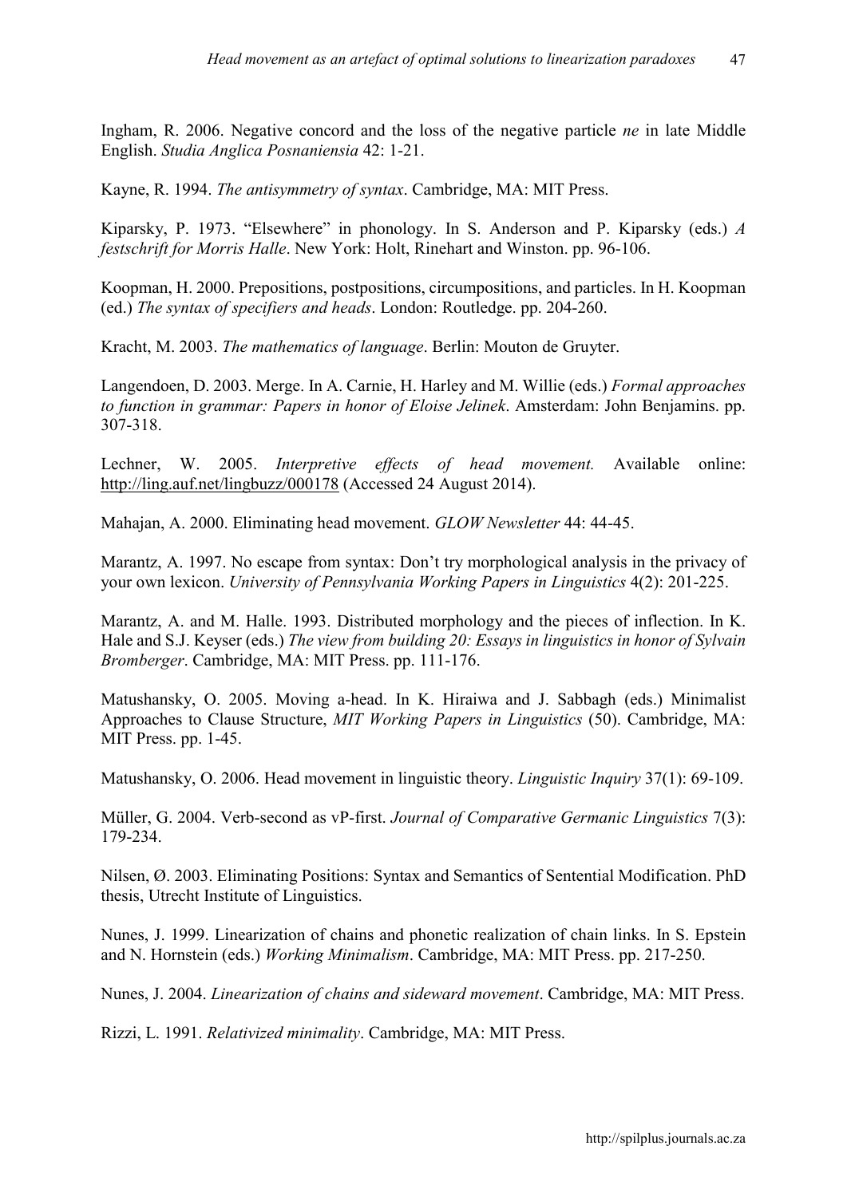Ingham, R. 2006. Negative concord and the loss of the negative particle *ne* in late Middle English. *Studia Anglica Posnaniensia* 42: 1-21.

Kayne, R. 1994. *The antisymmetry of syntax*. Cambridge, MA: MIT Press.

Kiparsky, P. 1973. "Elsewhere" in phonology. In S. Anderson and P. Kiparsky (eds.) *A festschrift for Morris Halle*. New York: Holt, Rinehart and Winston. pp. 96-106.

Koopman, H. 2000. Prepositions, postpositions, circumpositions, and particles. In H. Koopman (ed.) *The syntax of specifiers and heads*. London: Routledge. pp. 204-260.

Kracht, M. 2003. *The mathematics of language*. Berlin: Mouton de Gruyter.

Langendoen, D. 2003. Merge. In A. Carnie, H. Harley and M. Willie (eds.) *Formal approaches to function in grammar: Papers in honor of Eloise Jelinek*. Amsterdam: John Benjamins. pp. 307-318.

Lechner, W. 2005. *Interpretive effects of head movement.* Available online: http://ling.auf.net/lingbuzz/000178 (Accessed 24 August 2014).

Mahajan, A. 2000. Eliminating head movement. *GLOW Newsletter* 44: 44-45.

Marantz, A. 1997. No escape from syntax: Don't try morphological analysis in the privacy of your own lexicon. *University of Pennsylvania Working Papers in Linguistics* 4(2): 201-225.

Marantz, A. and M. Halle. 1993. Distributed morphology and the pieces of inflection. In K. Hale and S.J. Keyser (eds.) *The view from building 20: Essays in linguistics in honor of Sylvain Bromberger*. Cambridge, MA: MIT Press. pp. 111-176.

Matushansky, O. 2005. Moving a-head. In K. Hiraiwa and J. Sabbagh (eds.) Minimalist Approaches to Clause Structure, *MIT Working Papers in Linguistics* (50). Cambridge, MA: MIT Press. pp. 1-45.

Matushansky, O. 2006. Head movement in linguistic theory. *Linguistic Inquiry* 37(1): 69-109.

Müller, G. 2004. Verb-second as vP-first. *Journal of Comparative Germanic Linguistics* 7(3): 179-234.

Nilsen, Ø. 2003. Eliminating Positions: Syntax and Semantics of Sentential Modification. PhD thesis, Utrecht Institute of Linguistics.

Nunes, J. 1999. Linearization of chains and phonetic realization of chain links. In S. Epstein and N. Hornstein (eds.) *Working Minimalism*. Cambridge, MA: MIT Press. pp. 217-250.

Nunes, J. 2004. *Linearization of chains and sideward movement*. Cambridge, MA: MIT Press.

Rizzi, L. 1991. *Relativized minimality*. Cambridge, MA: MIT Press.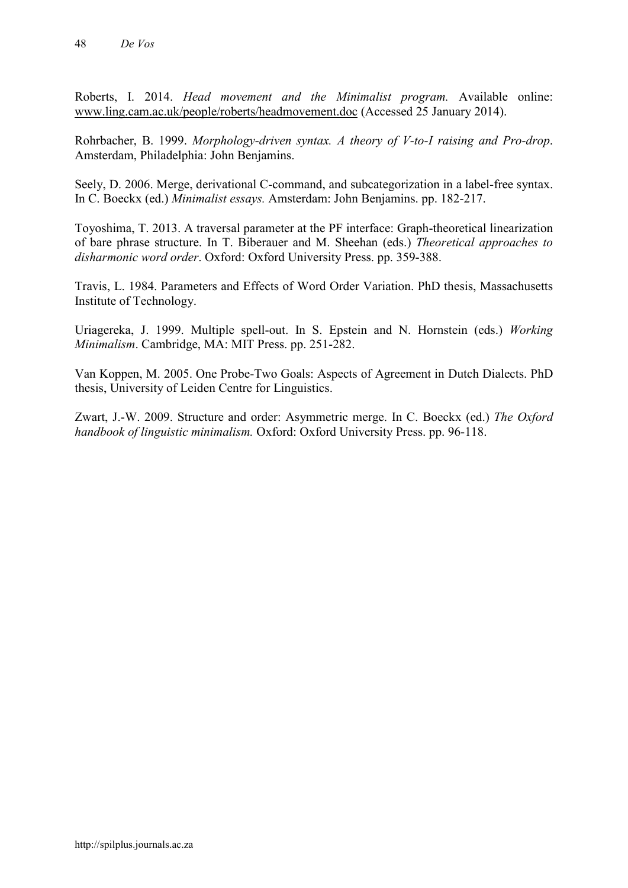Roberts, I. 2014. *Head movement and the Minimalist program.* Available online: www.ling.cam.ac.uk/people/roberts/headmovement.doc (Accessed 25 January 2014).

Rohrbacher, B. 1999. *Morphology-driven syntax. A theory of V-to-I raising and Pro-drop*. Amsterdam, Philadelphia: John Benjamins.

Seely, D. 2006. Merge, derivational C-command, and subcategorization in a label-free syntax. In C. Boeckx (ed.) *Minimalist essays.* Amsterdam: John Benjamins. pp. 182-217.

Toyoshima, T. 2013. A traversal parameter at the PF interface: Graph-theoretical linearization of bare phrase structure. In T. Biberauer and M. Sheehan (eds.) *Theoretical approaches to disharmonic word order*. Oxford: Oxford University Press. pp. 359-388.

Travis, L. 1984. Parameters and Effects of Word Order Variation. PhD thesis, Massachusetts Institute of Technology.

Uriagereka, J. 1999. Multiple spell-out. In S. Epstein and N. Hornstein (eds.) *Working Minimalism*. Cambridge, MA: MIT Press. pp. 251-282.

Van Koppen, M. 2005. One Probe-Two Goals: Aspects of Agreement in Dutch Dialects. PhD thesis, University of Leiden Centre for Linguistics.

Zwart, J.-W. 2009. Structure and order: Asymmetric merge. In C. Boeckx (ed.) *The Oxford handbook of linguistic minimalism.* Oxford: Oxford University Press. pp. 96-118.